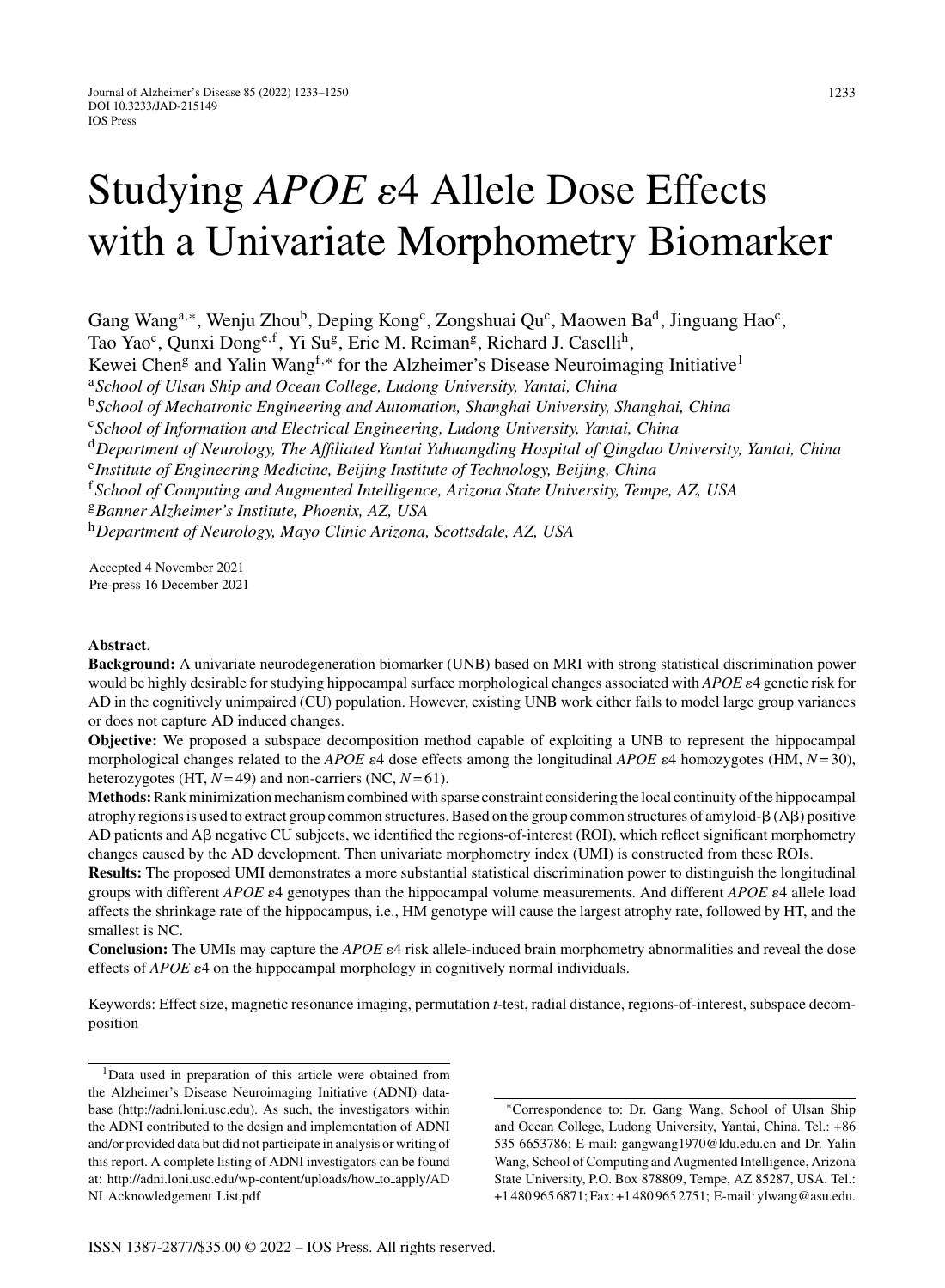# Studying *APOE* ε4 Allele Dose Effects with a Univariate Morphometry Biomarker

Gang Wang[a,*], Wenju Zhou[b], Deping Kong[c], Zongshuai Qu[c], Maowen Ba[d], Jinguang Hao[c], Tao Yao[c], Qunxi Dong[e,f], Yi Su[g], Eric M. Reiman[g], Richard J. Caselli[h], Kewei Chen[g] and Yalin Wang[f,*] for the Alzheimer's Disease Neuroimaging Initiative[1]

[a]*School of Ulsan Ship and Ocean College, Ludong University, Yantai, China*
[b]*School of Mechatronic Engineering and Automation, Shanghai University, Shanghai, China*
[c]*School of Information and Electrical Engineering, Ludong University, Yantai, China*
[d]*Department of Neurology, The Affiliated Yantai Yuhuangding Hospital of Qingdao University, Yantai, China*
[e]*Institute of Engineering Medicine, Beijing Institute of Technology, Beijing, China*
[f]*School of Computing and Augmented Intelligence, Arizona State University, Tempe, AZ, USA*
[g]*Banner Alzheimer's Institute, Phoenix, AZ, USA*
[h]*Department of Neurology, Mayo Clinic Arizona, Scottsdale, AZ, USA*

Accepted 4 November 2021
Pre-press 16 December 2021

**Abstract**.

**Background:** A univariate neurodegeneration biomarker (UNB) based on MRI with strong statistical discrimination power would be highly desirable for studying hippocampal surface morphological changes associated with *APOE* ε4 genetic risk for AD in the cognitively unimpaired (CU) population. However, existing UNB work either fails to model large group variances or does not capture AD induced changes.

**Objective:** We proposed a subspace decomposition method capable of exploiting a UNB to represent the hippocampal morphological changes related to the *APOE* ε4 dose effects among the longitudinal *APOE* ε4 homozygotes (HM, $N = 30$), heterozygotes (HT, $N = 49$) and non-carriers (NC, $N = 61$).

**Methods:** Rank minimization mechanism combined with sparse constraint considering the local continuity of the hippocampal atrophy regions is used to extract group common structures. Based on the group common structures of amyloid-β (Aβ) positive AD patients and Aβ negative CU subjects, we identified the regions-of-interest (ROI), which reflect significant morphometry changes caused by the AD development. Then univariate morphometry index (UMI) is constructed from these ROIs.

**Results:** The proposed UMI demonstrates a more substantial statistical discrimination power to distinguish the longitudinal groups with different *APOE* ε4 genotypes than the hippocampal volume measurements. And different *APOE* ε4 allele load affects the shrinkage rate of the hippocampus, i.e., HM genotype will cause the largest atrophy rate, followed by HT, and the smallest is NC.

**Conclusion:** The UMIs may capture the *APOE* ε4 risk allele-induced brain morphometry abnormalities and reveal the dose effects of *APOE* ε4 on the hippocampal morphology in cognitively normal individuals.

Keywords: Effect size, magnetic resonance imaging, permutation *t*-test, radial distance, regions-of-interest, subspace decomposition

---

[1]Data used in preparation of this article were obtained from the Alzheimer's Disease Neuroimaging Initiative (ADNI) database (http://adni.loni.usc.edu). As such, the investigators within the ADNI contributed to the design and implementation of ADNI and/or provided data but did not participate in analysis or writing of this report. A complete listing of ADNI investigators can be found at: http://adni.loni.usc.edu/wp-content/uploads/how_to_apply/ADNI_Acknowledgement_List.pdf

*Correspondence to: Dr. Gang Wang, School of Ulsan Ship and Ocean College, Ludong University, Yantai, China. Tel.: +86 535 6653786; E-mail: gangwang1970@ldu.edu.cn and Dr. Yalin Wang, School of Computing and Augmented Intelligence, Arizona State University, P.O. Box 878809, Tempe, AZ 85287, USA. Tel.: +1 480 965 6871; Fax: +1 480 965 2751; E-mail: ylwang@asu.edu.

ISSN 1387-2877/$35.00 © 2022 – IOS Press. All rights reserved.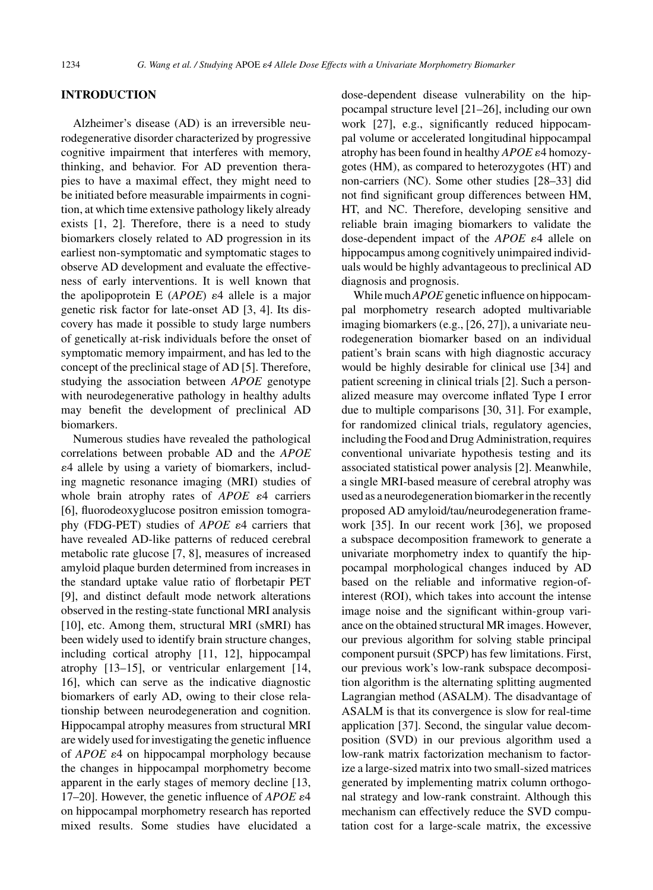## INTRODUCTION

Alzheimer's disease (AD) is an irreversible neurodegenerative disorder characterized by progressive cognitive impairment that interferes with memory, thinking, and behavior. For AD prevention therapies to have a maximal effect, they might need to be initiated before measurable impairments in cognition, at which time extensive pathology likely already exists [1, 2]. Therefore, there is a need to study biomarkers closely related to AD progression in its earliest non-symptomatic and symptomatic stages to observe AD development and evaluate the effectiveness of early interventions. It is well known that the apolipoprotein E (*APOE*) $\varepsilon$4 allele is a major genetic risk factor for late-onset AD [3, 4]. Its discovery has made it possible to study large numbers of genetically at-risk individuals before the onset of symptomatic memory impairment, and has led to the concept of the preclinical stage of AD [5]. Therefore, studying the association between *APOE* genotype with neurodegenerative pathology in healthy adults may benefit the development of preclinical AD biomarkers.

Numerous studies have revealed the pathological correlations between probable AD and the *APOE* $\varepsilon$4 allele by using a variety of biomarkers, including magnetic resonance imaging (MRI) studies of whole brain atrophy rates of *APOE* $\varepsilon$4 carriers [6], fluorodeoxyglucose positron emission tomography (FDG-PET) studies of *APOE* $\varepsilon$4 carriers that have revealed AD-like patterns of reduced cerebral metabolic rate glucose [7, 8], measures of increased amyloid plaque burden determined from increases in the standard uptake value ratio of florbetapir PET [9], and distinct default mode network alterations observed in the resting-state functional MRI analysis [10], etc. Among them, structural MRI (sMRI) has been widely used to identify brain structure changes, including cortical atrophy [11, 12], hippocampal atrophy [13–15], or ventricular enlargement [14, 16], which can serve as the indicative diagnostic biomarkers of early AD, owing to their close relationship between neurodegeneration and cognition. Hippocampal atrophy measures from structural MRI are widely used for investigating the genetic influence of *APOE* $\varepsilon$4 on hippocampal morphology because the changes in hippocampal morphometry become apparent in the early stages of memory decline [13, 17–20]. However, the genetic influence of *APOE* $\varepsilon$4 on hippocampal morphometry research has reported mixed results. Some studies have elucidated a dose-dependent disease vulnerability on the hippocampal structure level [21–26], including our own work [27], e.g., significantly reduced hippocampal volume or accelerated longitudinal hippocampal atrophy has been found in healthy *APOE* $\varepsilon$4 homozygotes (HM), as compared to heterozygotes (HT) and non-carriers (NC). Some other studies [28–33] did not find significant group differences between HM, HT, and NC. Therefore, developing sensitive and reliable brain imaging biomarkers to validate the dose-dependent impact of the *APOE* $\varepsilon$4 allele on hippocampus among cognitively unimpaired individuals would be highly advantageous to preclinical AD diagnosis and prognosis.

While much *APOE* genetic influence on hippocampal morphometry research adopted multivariable imaging biomarkers (e.g., [26, 27]), a univariate neurodegeneration biomarker based on an individual patient's brain scans with high diagnostic accuracy would be highly desirable for clinical use [34] and patient screening in clinical trials [2]. Such a personalized measure may overcome inflated Type I error due to multiple comparisons [30, 31]. For example, for randomized clinical trials, regulatory agencies, including the Food and Drug Administration, requires conventional univariate hypothesis testing and its associated statistical power analysis [2]. Meanwhile, a single MRI-based measure of cerebral atrophy was used as a neurodegeneration biomarker in the recently proposed AD amyloid/tau/neurodegeneration framework [35]. In our recent work [36], we proposed a subspace decomposition framework to generate a univariate morphometry index to quantify the hippocampal morphological changes induced by AD based on the reliable and informative region-of-interest (ROI), which takes into account the intense image noise and the significant within-group variance on the obtained structural MR images. However, our previous algorithm for solving stable principal component pursuit (SPCP) has few limitations. First, our previous work's low-rank subspace decomposition algorithm is the alternating splitting augmented Lagrangian method (ASALM). The disadvantage of ASALM is that its convergence is slow for real-time application [37]. Second, the singular value decomposition (SVD) in our previous algorithm used a low-rank matrix factorization mechanism to factorize a large-sized matrix into two small-sized matrices generated by implementing matrix column orthogonal strategy and low-rank constraint. Although this mechanism can effectively reduce the SVD computation cost for a large-scale matrix, the excessive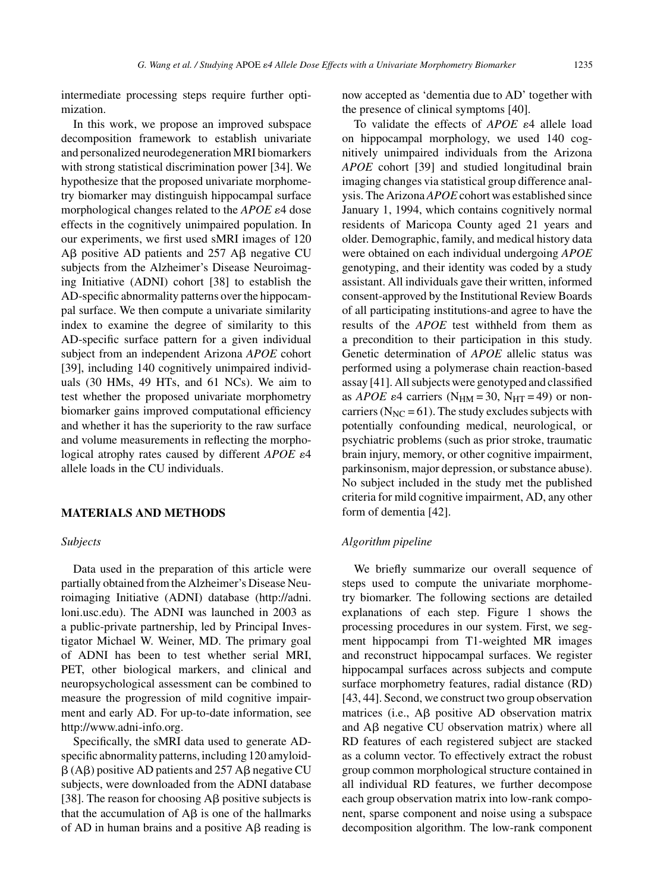intermediate processing steps require further optimization.

In this work, we propose an improved subspace decomposition framework to establish univariate and personalized neurodegeneration MRI biomarkers with strong statistical discrimination power [34]. We hypothesize that the proposed univariate morphometry biomarker may distinguish hippocampal surface morphological changes related to the *APOE* ε4 dose effects in the cognitively unimpaired population. In our experiments, we first used sMRI images of 120 Aβ positive AD patients and 257 Aβ negative CU subjects from the Alzheimer's Disease Neuroimaging Initiative (ADNI) cohort [38] to establish the AD-specific abnormality patterns over the hippocampal surface. We then compute a univariate similarity index to examine the degree of similarity to this AD-specific surface pattern for a given individual subject from an independent Arizona *APOE* cohort [39], including 140 cognitively unimpaired individuals (30 HMs, 49 HTs, and 61 NCs). We aim to test whether the proposed univariate morphometry biomarker gains improved computational efficiency and whether it has the superiority to the raw surface and volume measurements in reflecting the morphological atrophy rates caused by different *APOE* ε4 allele loads in the CU individuals.

## MATERIALS AND METHODS

### *Subjects*

Data used in the preparation of this article were partially obtained from the Alzheimer's Disease Neuroimaging Initiative (ADNI) database (http://adni.loni.usc.edu). The ADNI was launched in 2003 as a public-private partnership, led by Principal Investigator Michael W. Weiner, MD. The primary goal of ADNI has been to test whether serial MRI, PET, other biological markers, and clinical and neuropsychological assessment can be combined to measure the progression of mild cognitive impairment and early AD. For up-to-date information, see http://www.adni-info.org.

Specifically, the sMRI data used to generate AD-specific abnormality patterns, including 120 amyloid-β (Aβ) positive AD patients and 257 Aβ negative CU subjects, were downloaded from the ADNI database [38]. The reason for choosing Aβ positive subjects is that the accumulation of Aβ is one of the hallmarks of AD in human brains and a positive Aβ reading is now accepted as 'dementia due to AD' together with the presence of clinical symptoms [40].

To validate the effects of *APOE* ε4 allele load on hippocampal morphology, we used 140 cognitively unimpaired individuals from the Arizona *APOE* cohort [39] and studied longitudinal brain imaging changes via statistical group difference analysis. The Arizona *APOE* cohort was established since January 1, 1994, which contains cognitively normal residents of Maricopa County aged 21 years and older. Demographic, family, and medical history data were obtained on each individual undergoing *APOE* genotyping, and their identity was coded by a study assistant. All individuals gave their written, informed consent-approved by the Institutional Review Boards of all participating institutions-and agree to have the results of the *APOE* test withheld from them as a precondition to their participation in this study. Genetic determination of *APOE* allelic status was performed using a polymerase chain reaction-based assay [41]. All subjects were genotyped and classified as *APOE* ε4 carriers ($N_{HM} = 30$, $N_{HT} = 49$) or non-carriers ($N_{NC} = 61$). The study excludes subjects with potentially confounding medical, neurological, or psychiatric problems (such as prior stroke, traumatic brain injury, memory, or other cognitive impairment, parkinsonism, major depression, or substance abuse). No subject included in the study met the published criteria for mild cognitive impairment, AD, any other form of dementia [42].

### *Algorithm pipeline*

We briefly summarize our overall sequence of steps used to compute the univariate morphometry biomarker. The following sections are detailed explanations of each step. Figure 1 shows the processing procedures in our system. First, we segment hippocampi from T1-weighted MR images and reconstruct hippocampal surfaces. We register hippocampal surfaces across subjects and compute surface morphometry features, radial distance (RD) [43, 44]. Second, we construct two group observation matrices (i.e., Aβ positive AD observation matrix and Aβ negative CU observation matrix) where all RD features of each registered subject are stacked as a column vector. To effectively extract the robust group common morphological structure contained in all individual RD features, we further decompose each group observation matrix into low-rank component, sparse component and noise using a subspace decomposition algorithm. The low-rank component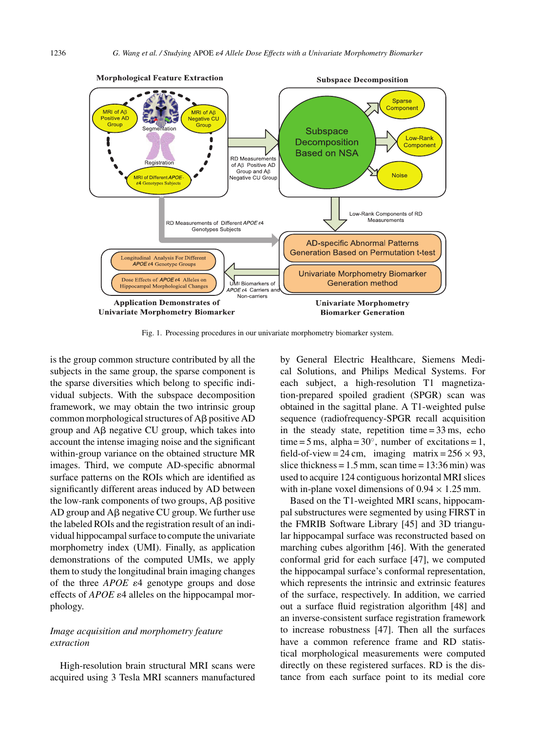Fig. 1. Processing procedures in our univariate morphometry biomarker system.

is the group common structure contributed by all the subjects in the same group, the sparse component is the sparse diversities which belong to specific individual subjects. With the subspace decomposition framework, we may obtain the two intrinsic group common morphological structures of Aβ positive AD group and Aβ negative CU group, which takes into account the intense imaging noise and the significant within-group variance on the obtained structure MR images. Third, we compute AD-specific abnormal surface patterns on the ROIs which are identified as significantly different areas induced by AD between the low-rank components of two groups, Aβ positive AD group and Aβ negative CU group. We further use the labeled ROIs and the registration result of an individual hippocampal surface to compute the univariate morphometry index (UMI). Finally, as application demonstrations of the computed UMIs, we apply them to study the longitudinal brain imaging changes of the three *APOE* ε4 genotype groups and dose effects of *APOE* ε4 alleles on the hippocampal morphology.

*Image acquisition and morphometry feature extraction*

High-resolution brain structural MRI scans were acquired using 3 Tesla MRI scanners manufactured by General Electric Healthcare, Siemens Medical Solutions, and Philips Medical Systems. For each subject, a high-resolution T1 magnetization-prepared spoiled gradient (SPGR) scan was obtained in the sagittal plane. A T1-weighted pulse sequence (radiofrequency-SPGR recall acquisition in the steady state, repetition time = 33 ms, echo time = 5 ms, alpha = 30°, number of excitations = 1, field-of-view = 24 cm, imaging matrix = 256 × 93, slice thickness = 1.5 mm, scan time = 13:36 min) was used to acquire 124 contiguous horizontal MRI slices with in-plane voxel dimensions of 0.94 × 1.25 mm.

Based on the T1-weighted MRI scans, hippocampal substructures were segmented by using FIRST in the FMRIB Software Library [45] and 3D triangular hippocampal surface was reconstructed based on marching cubes algorithm [46]. With the generated conformal grid for each surface [47], we computed the hippocampal surface's conformal representation, which represents the intrinsic and extrinsic features of the surface, respectively. In addition, we carried out a surface fluid registration algorithm [48] and an inverse-consistent surface registration framework to increase robustness [47]. Then all the surfaces have a common reference frame and RD statistical morphological measurements were computed directly on these registered surfaces. RD is the distance from each surface point to its medial core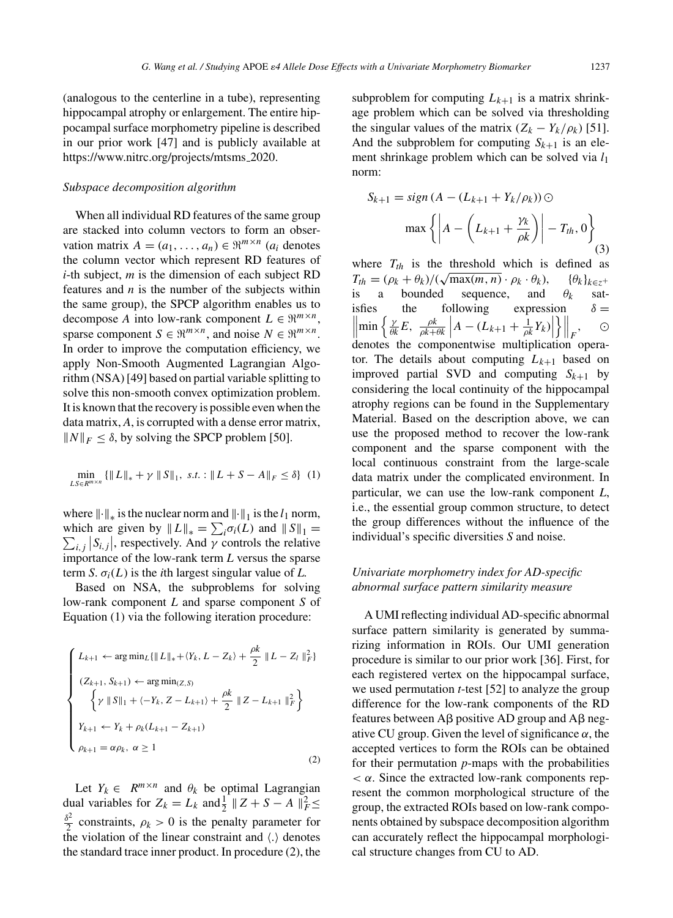(analogous to the centerline in a tube), representing hippocampal atrophy or enlargement. The entire hippocampal surface morphometry pipeline is described in our prior work [47] and is publicly available at https://www.nitrc.org/projects/mtsms_2020.

### *Subspace decomposition algorithm*

When all individual RD features of the same group are stacked into column vectors to form an observation matrix $A = (a_1, \ldots, a_n) \in \Re^{m \times n}$ ($a_i$ denotes the column vector which represent RD features of $i$-th subject, $m$ is the dimension of each subject RD features and $n$ is the number of the subjects within the same group), the SPCP algorithm enables us to decompose $A$ into low-rank component $L \in \Re^{m \times n}$, sparse component $S \in \Re^{m \times n}$, and noise $N \in \Re^{m \times n}$. In order to improve the computation efficiency, we apply Non-Smooth Augmented Lagrangian Algorithm (NSA) [49] based on partial variable splitting to solve this non-smooth convex optimization problem. It is known that the recovery is possible even when the data matrix, $A$, is corrupted with a dense error matrix, $\|N\|_F \leq \delta$, by solving the SPCP problem [50].

$$\min_{L,S \in R^{m \times n}} \{\| L \|_* + \gamma \| S \|_1, \ s.t. : \| L + S - A \|_F \leq \delta\} \quad (1)$$

where $\|\cdot\|_*$ is the nuclear norm and $\|\cdot\|_1$ is the $l_1$ norm, which are given by $\| L \|_* = \sum_i \sigma_i(L)$ and $\| S \|_1 = \sum_{i,j} |S_{i,j}|$, respectively. And $\gamma$ controls the relative importance of the low-rank term $L$ versus the sparse term $S$. $\sigma_i(L)$ is the $i$th largest singular value of $L$.

Based on NSA, the subproblems for solving low-rank component $L$ and sparse component $S$ of Equation (1) via the following iteration procedure:

$$\begin{cases} L_{k+1} \leftarrow \arg\min_L \{\| L \|_* + \langle Y_k, L - Z_k \rangle + \frac{\rho k}{2} \| L - Z_l \|_F^2\} \\ (Z_{k+1}, S_{k+1}) \leftarrow \arg\min_{(Z,S)} \\ \quad \left\{ \gamma \| S \|_1 + \langle -Y_k, Z - L_{k+1} \rangle + \frac{\rho k}{2} \| Z - L_{k+1} \|_F^2 \right\} \\ Y_{k+1} \leftarrow Y_k + \rho_k (L_{k+1} - Z_{k+1}) \\ \rho_{k+1} = \alpha \rho_k, \ \alpha \geq 1 \end{cases} \quad (2)$$

Let $Y_k \in R^{m \times n}$ and $\theta_k$ be optimal Lagrangian dual variables for $Z_k = L_k$ and $\frac{1}{2} \| Z + S - A \|_F^2 \leq \frac{\delta^2}{2}$ constraints, $\rho_k > 0$ is the penalty parameter for the violation of the linear constraint and $\langle . \rangle$ denotes the standard trace inner product. In procedure (2), the subproblem for computing $L_{k+1}$ is a matrix shrinkage problem which can be solved via thresholding the singular values of the matrix $(Z_k - Y_k/\rho_k)$ [51]. And the subproblem for computing $S_{k+1}$ is an element shrinkage problem which can be solved via $l_1$ norm:

$$S_{k+1} = sign\left(A - (L_{k+1} + Y_k/\rho_k)\right) \odot \max\left\{ \left| A - \left( L_{k+1} + \frac{Y_k}{\rho k} \right) \right| - T_{th}, 0 \right\} \quad (3)$$

where $T_{th}$ is the threshold which is defined as $T_{th} = (\rho_k + \theta_k)/(\sqrt{\max(m,n)} \cdot \rho_k \cdot \theta_k)$, $\{\theta_k\}_{k \in z^+}$ is a bounded sequence, and $\theta_k$ satisfies the following expression $\delta = \left\| \min\left\{ \frac{\gamma}{\theta k} E, \ \frac{\rho k}{\rho k + \theta k} \left| A - (L_{k+1} + \frac{1}{\rho k} Y_k) \right| \right\} \right\|_F$, $\odot$ denotes the componentwise multiplication operator. The details about computing $L_{k+1}$ based on improved partial SVD and computing $S_{k+1}$ by considering the local continuity of the hippocampal atrophy regions can be found in the Supplementary Material. Based on the description above, we can use the proposed method to recover the low-rank component and the sparse component with the local continuous constraint from the large-scale data matrix under the complicated environment. In particular, we can use the low-rank component $L$, i.e., the essential group common structure, to detect the group differences without the influence of the individual's specific diversities $S$ and noise.

### *Univariate morphometry index for AD-specific abnormal surface pattern similarity measure*

A UMI reflecting individual AD-specific abnormal surface pattern similarity is generated by summarizing information in ROIs. Our UMI generation procedure is similar to our prior work [36]. First, for each registered vertex on the hippocampal surface, we used permutation $t$-test [52] to analyze the group difference for the low-rank components of the RD features between Aβ positive AD group and Aβ negative CU group. Given the level of significance $\alpha$, the accepted vertices to form the ROIs can be obtained for their permutation $p$-maps with the probabilities $< \alpha$. Since the extracted low-rank components represent the common morphological structure of the group, the extracted ROIs based on low-rank components obtained by subspace decomposition algorithm can accurately reflect the hippocampal morphological structure changes from CU to AD.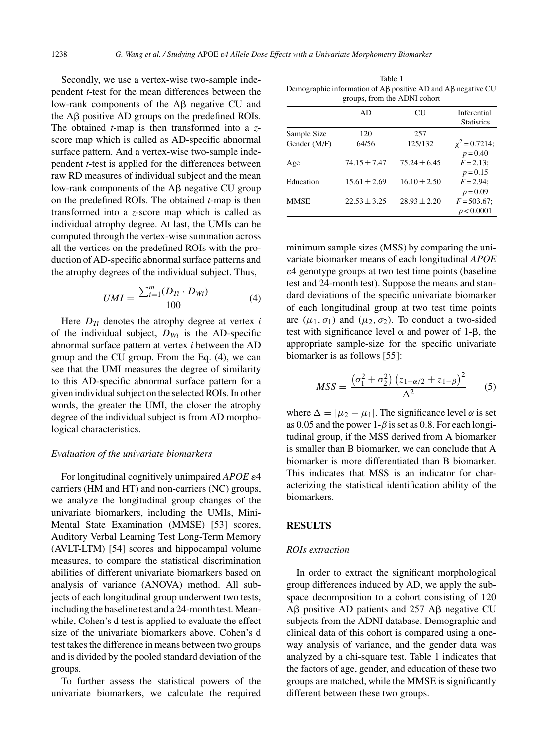Secondly, we use a vertex-wise two-sample independent *t*-test for the mean differences between the low-rank components of the Aβ negative CU and the Aβ positive AD groups on the predefined ROIs. The obtained *t*-map is then transformed into a *z*-score map which is called as AD-specific abnormal surface pattern. And a vertex-wise two-sample independent *t*-test is applied for the differences between raw RD measures of individual subject and the mean low-rank components of the Aβ negative CU group on the predefined ROIs. The obtained *t*-map is then transformed into a *z*-score map which is called as individual atrophy degree. At last, the UMIs can be computed through the vertex-wise summation across all the vertices on the predefined ROIs with the production of AD-specific abnormal surface patterns and the atrophy degrees of the individual subject. Thus,

$$UMI = \frac{\sum_{i=1}^{m}(D_{Ti} \cdot D_{Wi})}{100} \tag{4}$$

Here $D_{Ti}$ denotes the atrophy degree at vertex $i$ of the individual subject, $D_{Wi}$ is the AD-specific abnormal surface pattern at vertex $i$ between the AD group and the CU group. From the Eq. (4), we can see that the UMI measures the degree of similarity to this AD-specific abnormal surface pattern for a given individual subject on the selected ROIs. In other words, the greater the UMI, the closer the atrophy degree of the individual subject is from AD morphological characteristics.

### *Evaluation of the univariate biomarkers*

For longitudinal cognitively unimpaired *APOE* ε4 carriers (HM and HT) and non-carriers (NC) groups, we analyze the longitudinal group changes of the univariate biomarkers, including the UMIs, Mini-Mental State Examination (MMSE) [53] scores, Auditory Verbal Learning Test Long-Term Memory (AVLT-LTM) [54] scores and hippocampal volume measures, to compare the statistical discrimination abilities of different univariate biomarkers based on analysis of variance (ANOVA) method. All subjects of each longitudinal group underwent two tests, including the baseline test and a 24-month test. Meanwhile, Cohen's d test is applied to evaluate the effect size of the univariate biomarkers above. Cohen's d test takes the difference in means between two groups and is divided by the pooled standard deviation of the groups.

To further assess the statistical powers of the univariate biomarkers, we calculate the required minimum sample sizes (MSS) by comparing the univariate biomarker means of each longitudinal *APOE* ε4 genotype groups at two test time points (baseline test and 24-month test). Suppose the means and standard deviations of the specific univariate biomarker of each longitudinal group at two test time points are $(\mu_1, \sigma_1)$ and $(\mu_2, \sigma_2)$. To conduct a two-sided test with significance level α and power of 1-β, the appropriate sample-size for the specific univariate biomarker is as follows [55]:

$$MSS = \frac{\left(\sigma_1^2 + \sigma_2^2\right)\left(z_{1-\alpha/2} + z_{1-\beta}\right)^2}{\Delta^2} \tag{5}$$

where $\Delta = |\mu_2 - \mu_1|$. The significance level $\alpha$ is set as 0.05 and the power $1\text{-}\beta$ is set as 0.8. For each longitudinal group, if the MSS derived from A biomarker is smaller than B biomarker, we can conclude that A biomarker is more differentiated than B biomarker. This indicates that MSS is an indicator for characterizing the statistical identification ability of the biomarkers.

Table 1
Demographic information of Aβ positive AD and Aβ negative CU groups, from the ADNI cohort

| | AD | CU | Inferential Statistics |
|---|---|---|---|
| Sample Size | 120 | 257 | |
| Gender (M/F) | 64/56 | 125/132 | $\chi^2 = 0.7214$; $p = 0.40$ |
| Age | $74.15 \pm 7.47$ | $75.24 \pm 6.45$ | $F = 2.13$; $p = 0.15$ |
| Education | $15.61 \pm 2.69$ | $16.10 \pm 2.50$ | $F = 2.94$; $p = 0.09$ |
| MMSE | $22.53 \pm 3.25$ | $28.93 \pm 2.20$ | $F = 503.67$; $p < 0.0001$ |

## RESULTS

### *ROIs extraction*

In order to extract the significant morphological group differences induced by AD, we apply the subspace decomposition to a cohort consisting of 120 Aβ positive AD patients and 257 Aβ negative CU subjects from the ADNI database. Demographic and clinical data of this cohort is compared using a one-way analysis of variance, and the gender data was analyzed by a chi-square test. Table 1 indicates that the factors of age, gender, and education of these two groups are matched, while the MMSE is significantly different between these two groups.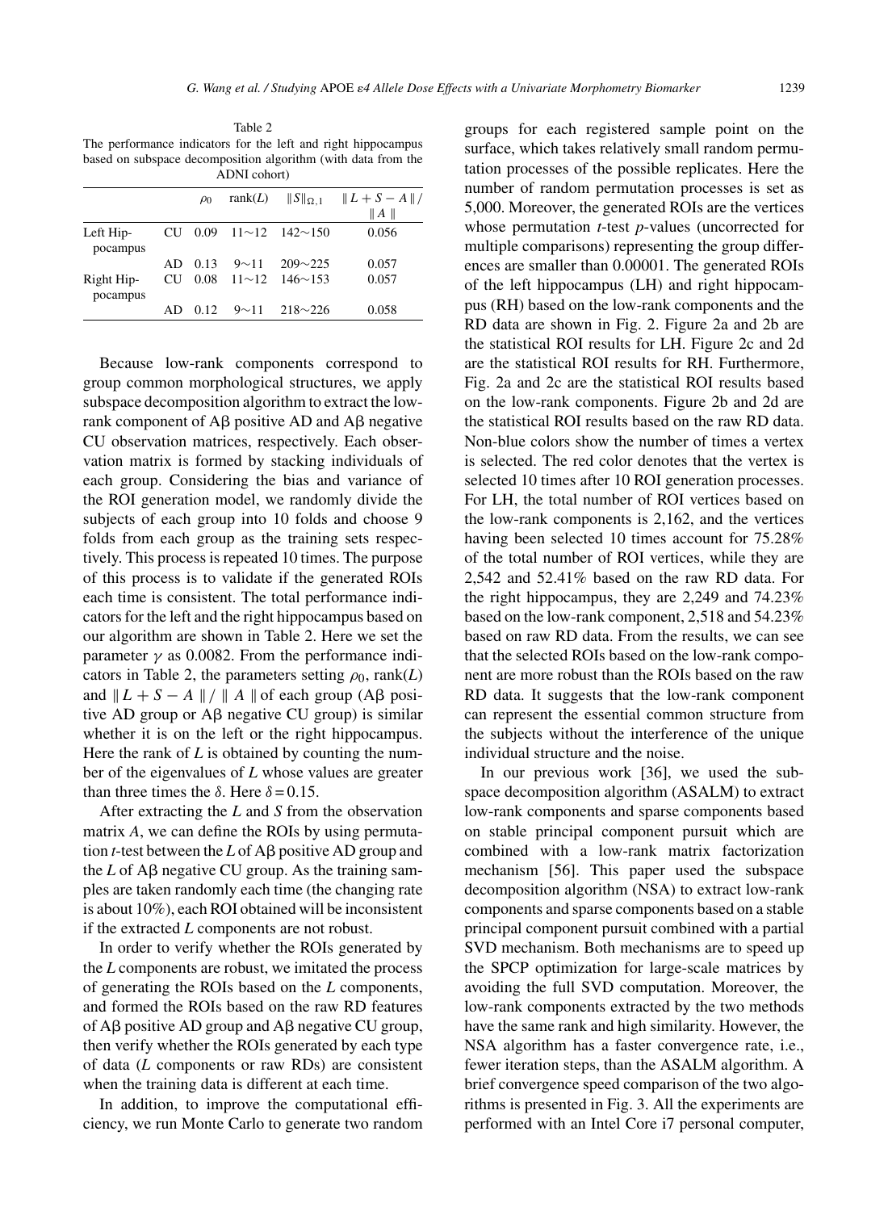Table 2
The performance indicators for the left and right hippocampus based on subspace decomposition algorithm (with data from the ADNI cohort)

| | | $\rho_0$ | rank($L$) | $\|S\|_{\Omega,1}$ | $\| L + S - A \| / \| A \|$ |
|---|---|---|---|---|---|
| Left Hippocampus | CU | 0.09 | 11∼12 | 142∼150 | 0.056 |
| | AD | 0.13 | 9∼11 | 209∼225 | 0.057 |
| Right Hippocampus | CU | 0.08 | 11∼12 | 146∼153 | 0.057 |
| | AD | 0.12 | 9∼11 | 218∼226 | 0.058 |

Because low-rank components correspond to group common morphological structures, we apply subspace decomposition algorithm to extract the low-rank component of Aβ positive AD and Aβ negative CU observation matrices, respectively. Each observation matrix is formed by stacking individuals of each group. Considering the bias and variance of the ROI generation model, we randomly divide the subjects of each group into 10 folds and choose 9 folds from each group as the training sets respectively. This process is repeated 10 times. The purpose of this process is to validate if the generated ROIs each time is consistent. The total performance indicators for the left and the right hippocampus based on our algorithm are shown in Table 2. Here we set the parameter $\gamma$ as 0.0082. From the performance indicators in Table 2, the parameters setting $\rho_0$, rank($L$) and $\| L + S - A \| / \| A \|$ of each group (Aβ positive AD group or Aβ negative CU group) is similar whether it is on the left or the right hippocampus. Here the rank of $L$ is obtained by counting the number of the eigenvalues of $L$ whose values are greater than three times the $\delta$. Here $\delta = 0.15$.

After extracting the $L$ and $S$ from the observation matrix $A$, we can define the ROIs by using permutation $t$-test between the $L$ of Aβ positive AD group and the $L$ of Aβ negative CU group. As the training samples are taken randomly each time (the changing rate is about 10%), each ROI obtained will be inconsistent if the extracted $L$ components are not robust.

In order to verify whether the ROIs generated by the $L$ components are robust, we imitated the process of generating the ROIs based on the $L$ components, and formed the ROIs based on the raw RD features of Aβ positive AD group and Aβ negative CU group, then verify whether the ROIs generated by each type of data ($L$ components or raw RDs) are consistent when the training data is different at each time.

In addition, to improve the computational efficiency, we run Monte Carlo to generate two random groups for each registered sample point on the surface, which takes relatively small random permutation processes of the possible replicates. Here the number of random permutation processes is set as 5,000. Moreover, the generated ROIs are the vertices whose permutation $t$-test $p$-values (uncorrected for multiple comparisons) representing the group differences are smaller than 0.00001. The generated ROIs of the left hippocampus (LH) and right hippocampus (RH) based on the low-rank components and the RD data are shown in Fig. 2. Figure 2a and 2b are the statistical ROI results for LH. Figure 2c and 2d are the statistical ROI results for RH. Furthermore, Fig. 2a and 2c are the statistical ROI results based on the low-rank components. Figure 2b and 2d are the statistical ROI results based on the raw RD data. Non-blue colors show the number of times a vertex is selected. The red color denotes that the vertex is selected 10 times after 10 ROI generation processes. For LH, the total number of ROI vertices based on the low-rank components is 2,162, and the vertices having been selected 10 times account for 75.28% of the total number of ROI vertices, while they are 2,542 and 52.41% based on the raw RD data. For the right hippocampus, they are 2,249 and 74.23% based on the low-rank component, 2,518 and 54.23% based on raw RD data. From the results, we can see that the selected ROIs based on the low-rank component are more robust than the ROIs based on the raw RD data. It suggests that the low-rank component can represent the essential common structure from the subjects without the interference of the unique individual structure and the noise.

In our previous work [36], we used the subspace decomposition algorithm (ASALM) to extract low-rank components and sparse components based on stable principal component pursuit which are combined with a low-rank matrix factorization mechanism [56]. This paper used the subspace decomposition algorithm (NSA) to extract low-rank components and sparse components based on a stable principal component pursuit combined with a partial SVD mechanism. Both mechanisms are to speed up the SPCP optimization for large-scale matrices by avoiding the full SVD computation. Moreover, the low-rank components extracted by the two methods have the same rank and high similarity. However, the NSA algorithm has a faster convergence rate, i.e., fewer iteration steps, than the ASALM algorithm. A brief convergence speed comparison of the two algorithms is presented in Fig. 3. All the experiments are performed with an Intel Core i7 personal computer,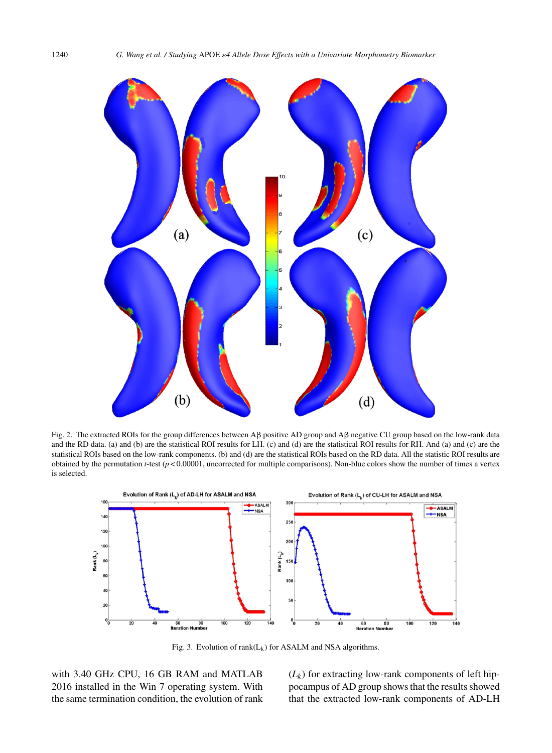Fig. 2. The extracted ROIs for the group differences between Aβ positive AD group and Aβ negative CU group based on the low-rank data and the RD data. (a) and (b) are the statistical ROI results for LH. (c) and (d) are the statistical ROI results for RH. And (a) and (c) are the statistical ROIs based on the low-rank components. (b) and (d) are the statistical ROIs based on the RD data. All the statistic ROI results are obtained by the permutation *t*-test ($p < 0.00001$, uncorrected for multiple comparisons). Non-blue colors show the number of times a vertex is selected.

Fig. 3. Evolution of rank($L_k$) for ASALM and NSA algorithms.

with 3.40 GHz CPU, 16 GB RAM and MATLAB 2016 installed in the Win 7 operating system. With the same termination condition, the evolution of rank ($L_k$) for extracting low-rank components of left hippocampus of AD group shows that the results showed that the extracted low-rank components of AD-LH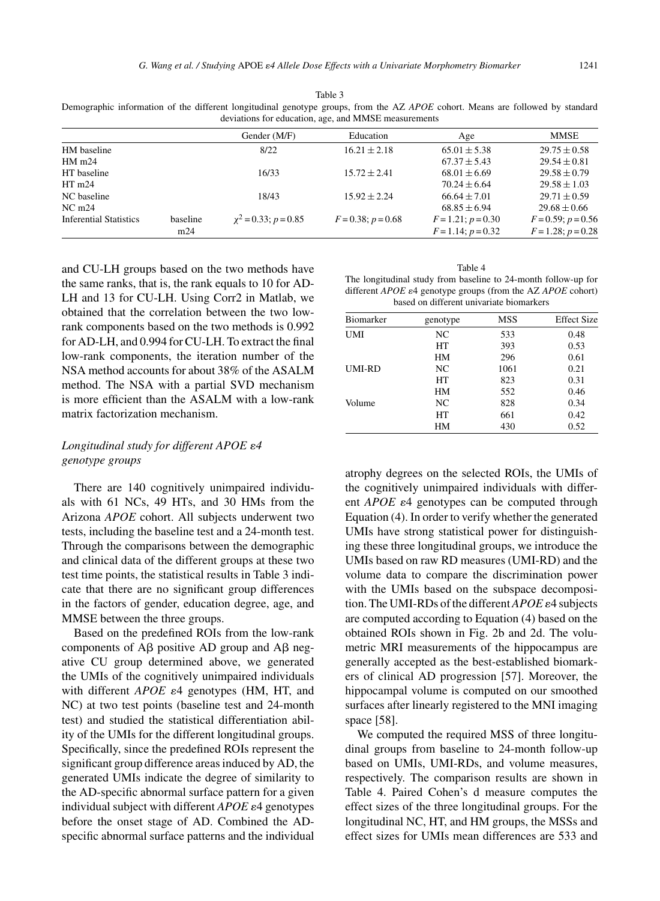Table 3
Demographic information of the different longitudinal genotype groups, from the AZ *APOE* cohort. Means are followed by standard deviations for education, age, and MMSE measurements

| | | Gender (M/F) | Education | Age | MMSE |
|---|---|---|---|---|---|
| HM baseline | | 8/22 | $16.21 \pm 2.18$ | $65.01 \pm 5.38$ | $29.75 \pm 0.58$ |
| HM m24 | | | | $67.37 \pm 5.43$ | $29.54 \pm 0.81$ |
| HT baseline | | 16/33 | $15.72 \pm 2.41$ | $68.01 \pm 6.69$ | $29.58 \pm 0.79$ |
| HT m24 | | | | $70.24 \pm 6.64$ | $29.58 \pm 1.03$ |
| NC baseline | | 18/43 | $15.92 \pm 2.24$ | $66.64 \pm 7.01$ | $29.71 \pm 0.59$ |
| NC m24 | | | | $68.85 \pm 6.94$ | $29.68 \pm 0.66$ |
| Inferential Statistics | baseline | $\chi^2 = 0.33$; $p = 0.85$ | $F = 0.38$; $p = 0.68$ | $F = 1.21$; $p = 0.30$ | $F = 0.59$; $p = 0.56$ |
| | m24 | | | $F = 1.14$; $p = 0.32$ | $F = 1.28$; $p = 0.28$ |

and CU-LH groups based on the two methods have the same ranks, that is, the rank equals to 10 for AD-LH and 13 for CU-LH. Using Corr2 in Matlab, we obtained that the correlation between the two low-rank components based on the two methods is 0.992 for AD-LH, and 0.994 for CU-LH. To extract the final low-rank components, the iteration number of the NSA method accounts for about 38% of the ASALM method. The NSA with a partial SVD mechanism is more efficient than the ASALM with a low-rank matrix factorization mechanism.

### *Longitudinal study for different APOE ε4 genotype groups*

There are 140 cognitively unimpaired individuals with 61 NCs, 49 HTs, and 30 HMs from the Arizona *APOE* cohort. All subjects underwent two tests, including the baseline test and a 24-month test. Through the comparisons between the demographic and clinical data of the different groups at these two test time points, the statistical results in Table 3 indicate that there are no significant group differences in the factors of gender, education degree, age, and MMSE between the three groups.

Based on the predefined ROIs from the low-rank components of Aβ positive AD group and Aβ negative CU group determined above, we generated the UMIs of the cognitively unimpaired individuals with different *APOE* ε4 genotypes (HM, HT, and NC) at two test points (baseline test and 24-month test) and studied the statistical differentiation ability of the UMIs for the different longitudinal groups. Specifically, since the predefined ROIs represent the significant group difference areas induced by AD, the generated UMIs indicate the degree of similarity to the AD-specific abnormal surface pattern for a given individual subject with different *APOE* ε4 genotypes before the onset stage of AD. Combined the AD-specific abnormal surface patterns and the individual atrophy degrees on the selected ROIs, the UMIs of the cognitively unimpaired individuals with different *APOE* ε4 genotypes can be computed through Equation (4). In order to verify whether the generated UMIs have strong statistical power for distinguishing these three longitudinal groups, we introduce the UMIs based on raw RD measures (UMI-RD) and the volume data to compare the discrimination power with the UMIs based on the subspace decomposition. The UMI-RDs of the different *APOE* ε4 subjects are computed according to Equation (4) based on the obtained ROIs shown in Fig. 2b and 2d. The volumetric MRI measurements of the hippocampus are generally accepted as the best-established biomarkers of clinical AD progression [57]. Moreover, the hippocampal volume is computed on our smoothed surfaces after linearly registered to the MNI imaging space [58].

Table 4
The longitudinal study from baseline to 24-month follow-up for different *APOE* ε4 genotype groups (from the AZ *APOE* cohort) based on different univariate biomarkers

| Biomarker | genotype | MSS | Effect Size |
|---|---|---|---|
| UMI | NC | 533 | 0.48 |
| | HT | 393 | 0.53 |
| | HM | 296 | 0.61 |
| UMI-RD | NC | 1061 | 0.21 |
| | HT | 823 | 0.31 |
| | HM | 552 | 0.46 |
| Volume | NC | 828 | 0.34 |
| | HT | 661 | 0.42 |
| | HM | 430 | 0.52 |

We computed the required MSS of three longitudinal groups from baseline to 24-month follow-up based on UMIs, UMI-RDs, and volume measures, respectively. The comparison results are shown in Table 4. Paired Cohen's d measure computes the effect sizes of the three longitudinal groups. For the longitudinal NC, HT, and HM groups, the MSSs and effect sizes for UMIs mean differences are 533 and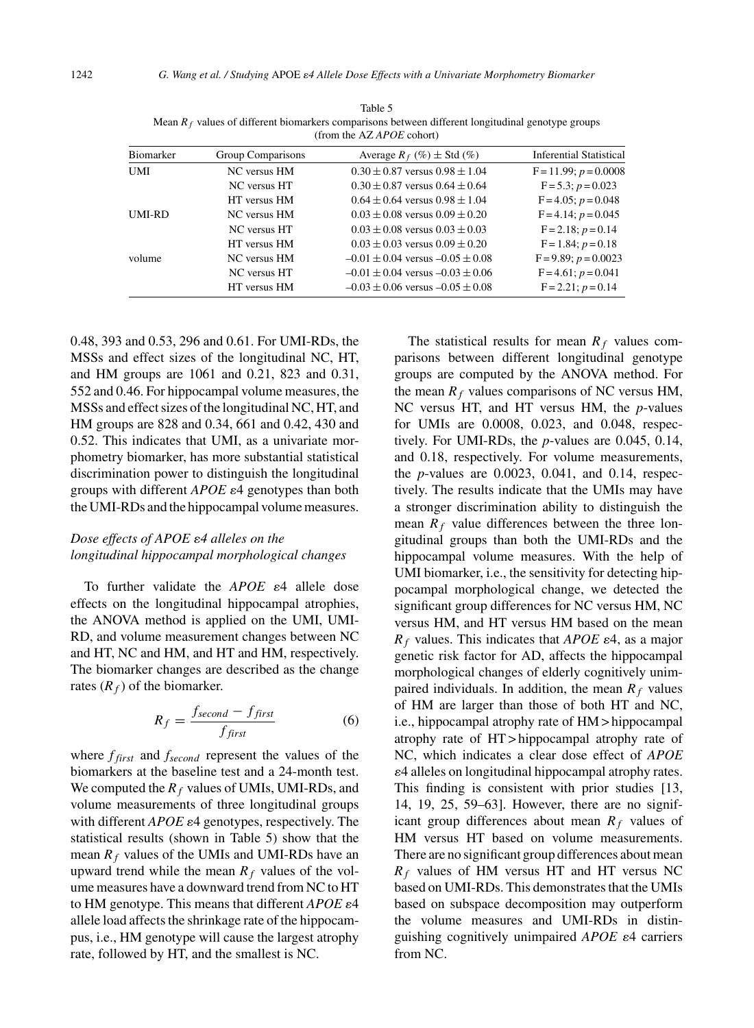Table 5

Mean $R_f$ values of different biomarkers comparisons between different longitudinal genotype groups (from the AZ *APOE* cohort)

| Biomarker | Group Comparisons | Average $R_f$ (%) ± Std (%) | Inferential Statistical |
|---|---|---|---|
| UMI | NC versus HM | 0.30 ± 0.87 versus 0.98 ± 1.04 | F = 11.99; $p$ = 0.0008 |
| | NC versus HT | 0.30 ± 0.87 versus 0.64 ± 0.64 | F = 5.3; $p$ = 0.023 |
| | HT versus HM | 0.64 ± 0.64 versus 0.98 ± 1.04 | F = 4.05; $p$ = 0.048 |
| UMI-RD | NC versus HM | 0.03 ± 0.08 versus 0.09 ± 0.20 | F = 4.14; $p$ = 0.045 |
| | NC versus HT | 0.03 ± 0.08 versus 0.03 ± 0.03 | F = 2.18; $p$ = 0.14 |
| | HT versus HM | 0.03 ± 0.03 versus 0.09 ± 0.20 | F = 1.84; $p$ = 0.18 |
| volume | NC versus HM | –0.01 ± 0.04 versus –0.05 ± 0.08 | F = 9.89; $p$ = 0.0023 |
| | NC versus HT | –0.01 ± 0.04 versus –0.03 ± 0.06 | F = 4.61; $p$ = 0.041 |
| | HT versus HM | –0.03 ± 0.06 versus –0.05 ± 0.08 | F = 2.21; $p$ = 0.14 |

0.48, 393 and 0.53, 296 and 0.61. For UMI-RDs, the MSSs and effect sizes of the longitudinal NC, HT, and HM groups are 1061 and 0.21, 823 and 0.31, 552 and 0.46. For hippocampal volume measures, the MSSs and effect sizes of the longitudinal NC, HT, and HM groups are 828 and 0.34, 661 and 0.42, 430 and 0.52. This indicates that UMI, as a univariate morphometry biomarker, has more substantial statistical discrimination power to distinguish the longitudinal groups with different *APOE* ε4 genotypes than both the UMI-RDs and the hippocampal volume measures.

### *Dose effects of APOE ε4 alleles on the longitudinal hippocampal morphological changes*

To further validate the *APOE* ε4 allele dose effects on the longitudinal hippocampal atrophies, the ANOVA method is applied on the UMI, UMI-RD, and volume measurement changes between NC and HT, NC and HM, and HT and HM, respectively. The biomarker changes are described as the change rates ($R_f$) of the biomarker.

$$R_f = \frac{f_{second} - f_{first}}{f_{first}} \tag{6}$$

where $f_{first}$ and $f_{second}$ represent the values of the biomarkers at the baseline test and a 24-month test. We computed the $R_f$ values of UMIs, UMI-RDs, and volume measurements of three longitudinal groups with different *APOE* ε4 genotypes, respectively. The statistical results (shown in Table 5) show that the mean $R_f$ values of the UMIs and UMI-RDs have an upward trend while the mean $R_f$ values of the volume measures have a downward trend from NC to HT to HM genotype. This means that different *APOE* ε4 allele load affects the shrinkage rate of the hippocampus, i.e., HM genotype will cause the largest atrophy rate, followed by HT, and the smallest is NC.

The statistical results for mean $R_f$ values comparisons between different longitudinal genotype groups are computed by the ANOVA method. For the mean $R_f$ values comparisons of NC versus HM, NC versus HT, and HT versus HM, the $p$-values for UMIs are 0.0008, 0.023, and 0.048, respectively. For UMI-RDs, the $p$-values are 0.045, 0.14, and 0.18, respectively. For volume measurements, the $p$-values are 0.0023, 0.041, and 0.14, respectively. The results indicate that the UMIs may have a stronger discrimination ability to distinguish the mean $R_f$ value differences between the three longitudinal groups than both the UMI-RDs and the hippocampal volume measures. With the help of UMI biomarker, i.e., the sensitivity for detecting hippocampal morphological change, we detected the significant group differences for NC versus HM, NC versus HM, and HT versus HM based on the mean $R_f$ values. This indicates that *APOE* ε4, as a major genetic risk factor for AD, affects the hippocampal morphological changes of elderly cognitively unimpaired individuals. In addition, the mean $R_f$ values of HM are larger than those of both HT and NC, i.e., hippocampal atrophy rate of HM > hippocampal atrophy rate of HT > hippocampal atrophy rate of NC, which indicates a clear dose effect of *APOE* ε4 alleles on longitudinal hippocampal atrophy rates. This finding is consistent with prior studies [13, 14, 19, 25, 59–63]. However, there are no significant group differences about mean $R_f$ values of HM versus HT based on volume measurements. There are no significant group differences about mean $R_f$ values of HM versus HT and HT versus NC based on UMI-RDs. This demonstrates that the UMIs based on subspace decomposition may outperform the volume measures and UMI-RDs in distinguishing cognitively unimpaired *APOE* ε4 carriers from NC.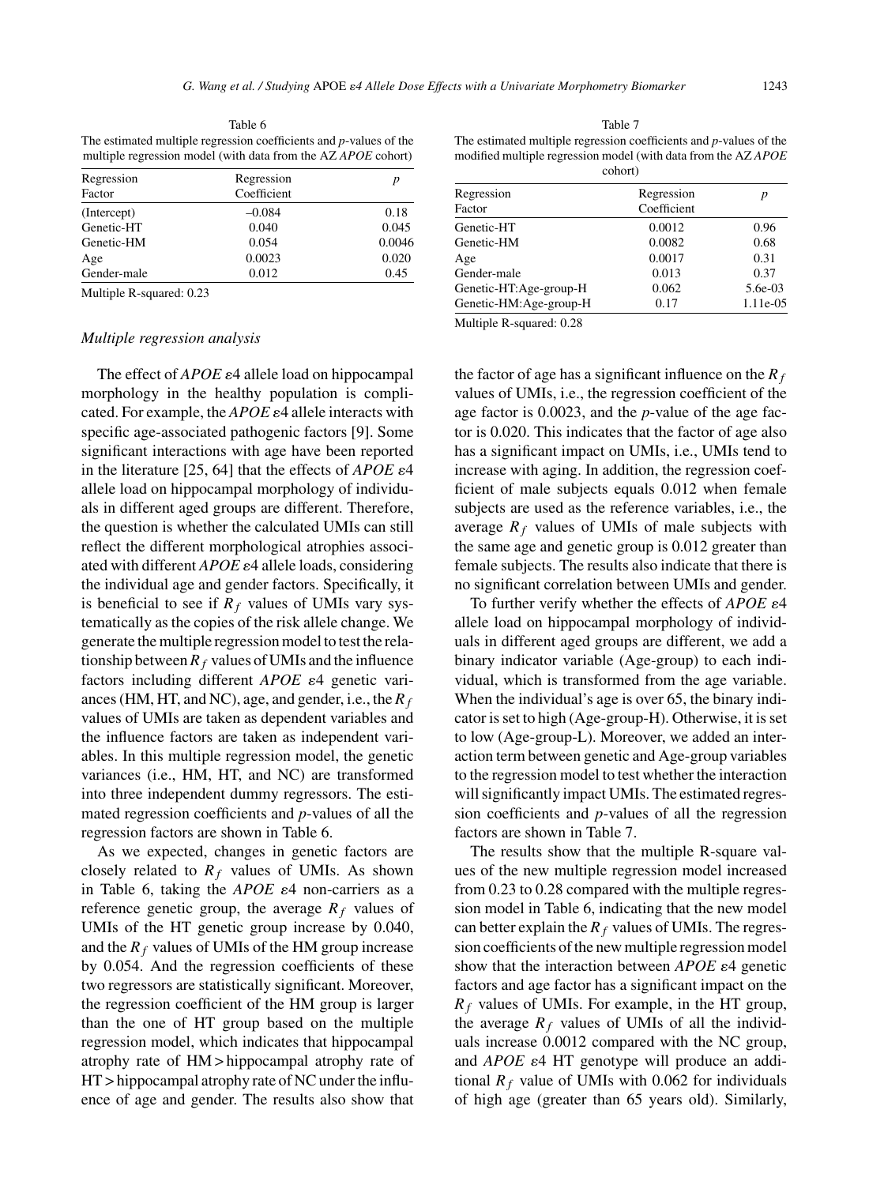Table 6
The estimated multiple regression coefficients and *p*-values of the multiple regression model (with data from the AZ *APOE* cohort)

| Regression Factor | Regression Coefficient | *p* |
|---|---|---|
| (Intercept) | –0.084 | 0.18 |
| Genetic-HT | 0.040 | 0.045 |
| Genetic-HM | 0.054 | 0.0046 |
| Age | 0.0023 | 0.020 |
| Gender-male | 0.012 | 0.45 |

Multiple R-squared: 0.23

### *Multiple regression analysis*

The effect of *APOE* ε4 allele load on hippocampal morphology in the healthy population is complicated. For example, the *APOE* ε4 allele interacts with specific age-associated pathogenic factors [9]. Some significant interactions with age have been reported in the literature [25, 64] that the effects of *APOE* ε4 allele load on hippocampal morphology of individuals in different aged groups are different. Therefore, the question is whether the calculated UMIs can still reflect the different morphological atrophies associated with different *APOE* ε4 allele loads, considering the individual age and gender factors. Specifically, it is beneficial to see if $R_f$ values of UMIs vary systematically as the copies of the risk allele change. We generate the multiple regression model to test the relationship between $R_f$ values of UMIs and the influence factors including different *APOE* ε4 genetic variances (HM, HT, and NC), age, and gender, i.e., the $R_f$ values of UMIs are taken as dependent variables and the influence factors are taken as independent variables. In this multiple regression model, the genetic variances (i.e., HM, HT, and NC) are transformed into three independent dummy regressors. The estimated regression coefficients and *p*-values of all the regression factors are shown in Table 6.

As we expected, changes in genetic factors are closely related to $R_f$ values of UMIs. As shown in Table 6, taking the *APOE* ε4 non-carriers as a reference genetic group, the average $R_f$ values of UMIs of the HT genetic group increase by 0.040, and the $R_f$ values of UMIs of the HM group increase by 0.054. And the regression coefficients of these two regressors are statistically significant. Moreover, the regression coefficient of the HM group is larger than the one of HT group based on the multiple regression model, which indicates that hippocampal atrophy rate of HM > hippocampal atrophy rate of HT > hippocampal atrophy rate of NC under the influence of age and gender. The results also show that the factor of age has a significant influence on the $R_f$ values of UMIs, i.e., the regression coefficient of the age factor is 0.0023, and the *p*-value of the age factor is 0.020. This indicates that the factor of age also has a significant impact on UMIs, i.e., UMIs tend to increase with aging. In addition, the regression coefficient of male subjects equals 0.012 when female subjects are used as the reference variables, i.e., the average $R_f$ values of UMIs of male subjects with the same age and genetic group is 0.012 greater than female subjects. The results also indicate that there is no significant correlation between UMIs and gender.

Table 7
The estimated multiple regression coefficients and *p*-values of the modified multiple regression model (with data from the AZ *APOE* cohort)

| Regression Factor | Regression Coefficient | *p* |
|---|---|---|
| Genetic-HT | 0.0012 | 0.96 |
| Genetic-HM | 0.0082 | 0.68 |
| Age | 0.0017 | 0.31 |
| Gender-male | 0.013 | 0.37 |
| Genetic-HT:Age-group-H | 0.062 | 5.6e-03 |
| Genetic-HM:Age-group-H | 0.17 | 1.11e-05 |

Multiple R-squared: 0.28

To further verify whether the effects of *APOE* ε4 allele load on hippocampal morphology of individuals in different aged groups are different, we add a binary indicator variable (Age-group) to each individual, which is transformed from the age variable. When the individual's age is over 65, the binary indicator is set to high (Age-group-H). Otherwise, it is set to low (Age-group-L). Moreover, we added an interaction term between genetic and Age-group variables to the regression model to test whether the interaction will significantly impact UMIs. The estimated regression coefficients and *p*-values of all the regression factors are shown in Table 7.

The results show that the multiple R-square values of the new multiple regression model increased from 0.23 to 0.28 compared with the multiple regression model in Table 6, indicating that the new model can better explain the $R_f$ values of UMIs. The regression coefficients of the new multiple regression model show that the interaction between *APOE* ε4 genetic factors and age factor has a significant impact on the $R_f$ values of UMIs. For example, in the HT group, the average $R_f$ values of UMIs of all the individuals increase 0.0012 compared with the NC group, and *APOE* ε4 HT genotype will produce an additional $R_f$ value of UMIs with 0.062 for individuals of high age (greater than 65 years old). Similarly,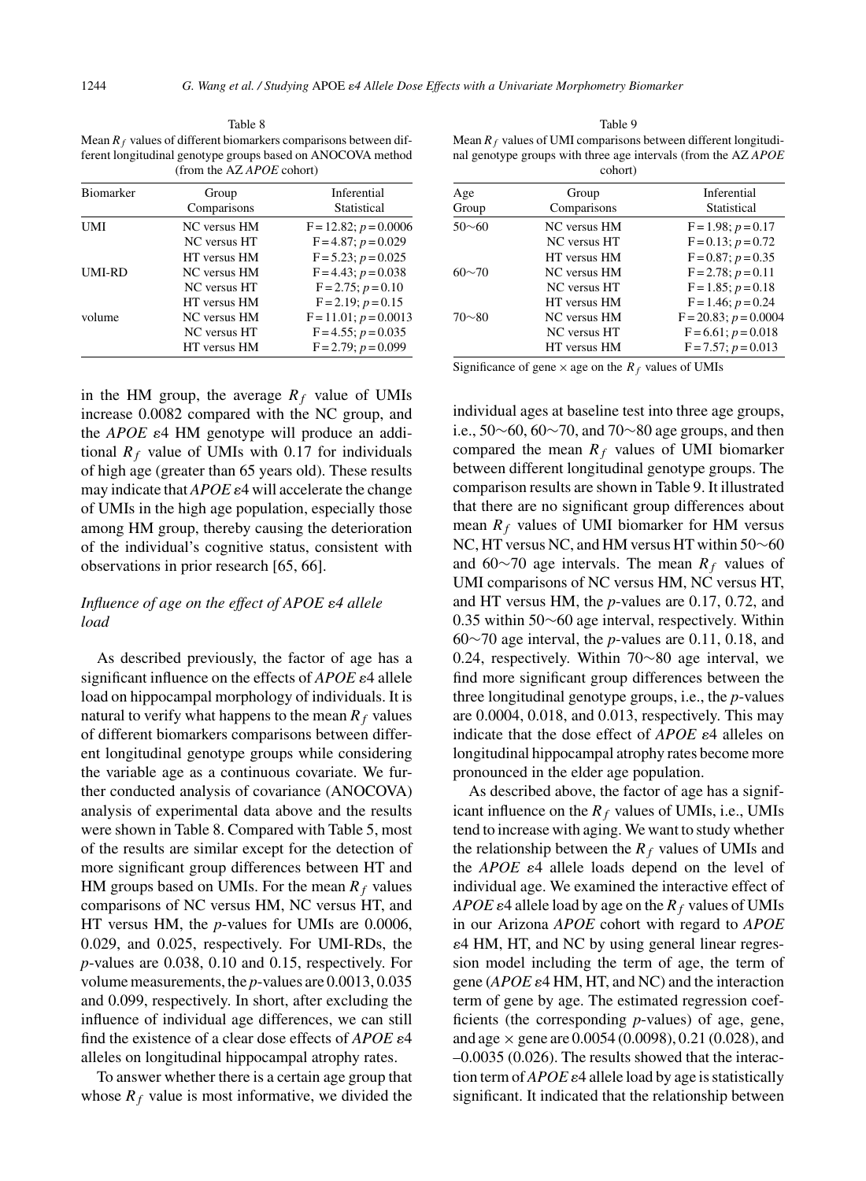Table 8
Mean $R_f$ values of different biomarkers comparisons between different longitudinal genotype groups based on ANOCOVA method (from the AZ *APOE* cohort)

| Biomarker | Group Comparisons | Inferential Statistical |
|---|---|---|
| UMI | NC versus HM | $F = 12.82$; $p = 0.0006$ |
| | NC versus HT | $F = 4.87$; $p = 0.029$ |
| | HT versus HM | $F = 5.23$; $p = 0.025$ |
| UMI-RD | NC versus HM | $F = 4.43$; $p = 0.038$ |
| | NC versus HT | $F = 2.75$; $p = 0.10$ |
| | HT versus HM | $F = 2.19$; $p = 0.15$ |
| volume | NC versus HM | $F = 11.01$; $p = 0.0013$ |
| | NC versus HT | $F = 4.55$; $p = 0.035$ |
| | HT versus HM | $F = 2.79$; $p = 0.099$ |

in the HM group, the average $R_f$ value of UMIs increase 0.0082 compared with the NC group, and the *APOE* ε4 HM genotype will produce an additional $R_f$ value of UMIs with 0.17 for individuals of high age (greater than 65 years old). These results may indicate that *APOE* ε4 will accelerate the change of UMIs in the high age population, especially those among HM group, thereby causing the deterioration of the individual's cognitive status, consistent with observations in prior research [65, 66].

### *Influence of age on the effect of APOE ε4 allele load*

As described previously, the factor of age has a significant influence on the effects of *APOE* ε4 allele load on hippocampal morphology of individuals. It is natural to verify what happens to the mean $R_f$ values of different biomarkers comparisons between different longitudinal genotype groups while considering the variable age as a continuous covariate. We further conducted analysis of covariance (ANOCOVA) analysis of experimental data above and the results were shown in Table 8. Compared with Table 5, most of the results are similar except for the detection of more significant group differences between HT and HM groups based on UMIs. For the mean $R_f$ values comparisons of NC versus HM, NC versus HT, and HT versus HM, the *p*-values for UMIs are 0.0006, 0.029, and 0.025, respectively. For UMI-RDs, the *p*-values are 0.038, 0.10 and 0.15, respectively. For volume measurements, the *p*-values are 0.0013, 0.035 and 0.099, respectively. In short, after excluding the influence of individual age differences, we can still find the existence of a clear dose effects of *APOE* ε4 alleles on longitudinal hippocampal atrophy rates.

To answer whether there is a certain age group that whose $R_f$ value is most informative, we divided the individual ages at baseline test into three age groups, i.e., 50∼60, 60∼70, and 70∼80 age groups, and then compared the mean $R_f$ values of UMI biomarker between different longitudinal genotype groups. The comparison results are shown in Table 9. It illustrated that there are no significant group differences about mean $R_f$ values of UMI biomarker for HM versus NC, HT versus NC, and HM versus HT within 50∼60 and 60∼70 age intervals. The mean $R_f$ values of UMI comparisons of NC versus HM, NC versus HT, and HT versus HM, the *p*-values are 0.17, 0.72, and 0.35 within 50∼60 age interval, respectively. Within 60∼70 age interval, the *p*-values are 0.11, 0.18, and 0.24, respectively. Within 70∼80 age interval, we find more significant group differences between the three longitudinal genotype groups, i.e., the *p*-values are 0.0004, 0.018, and 0.013, respectively. This may indicate that the dose effect of *APOE* ε4 alleles on longitudinal hippocampal atrophy rates become more pronounced in the elder age population.

Table 9
Mean $R_f$ values of UMI comparisons between different longitudinal genotype groups with three age intervals (from the AZ *APOE* cohort)

| Age Group | Group Comparisons | Inferential Statistical |
|---|---|---|
| 50∼60 | NC versus HM | $F = 1.98$; $p = 0.17$ |
| | NC versus HT | $F = 0.13$; $p = 0.72$ |
| | HT versus HM | $F = 0.87$; $p = 0.35$ |
| 60∼70 | NC versus HM | $F = 2.78$; $p = 0.11$ |
| | NC versus HT | $F = 1.85$; $p = 0.18$ |
| | HT versus HM | $F = 1.46$; $p = 0.24$ |
| 70∼80 | NC versus HM | $F = 20.83$; $p = 0.0004$ |
| | NC versus HT | $F = 6.61$; $p = 0.018$ |
| | HT versus HM | $F = 7.57$; $p = 0.013$ |

Significance of gene × age on the $R_f$ values of UMIs

As described above, the factor of age has a significant influence on the $R_f$ values of UMIs, i.e., UMIs tend to increase with aging. We want to study whether the relationship between the $R_f$ values of UMIs and the *APOE* ε4 allele loads depend on the level of individual age. We examined the interactive effect of *APOE* ε4 allele load by age on the $R_f$ values of UMIs in our Arizona *APOE* cohort with regard to *APOE* ε4 HM, HT, and NC by using general linear regression model including the term of age, the term of gene (*APOE* ε4 HM, HT, and NC) and the interaction term of gene by age. The estimated regression coefficients (the corresponding *p*-values) of age, gene, and age × gene are 0.0054 (0.0098), 0.21 (0.028), and –0.0035 (0.026). The results showed that the interaction term of *APOE* ε4 allele load by age is statistically significant. It indicated that the relationship between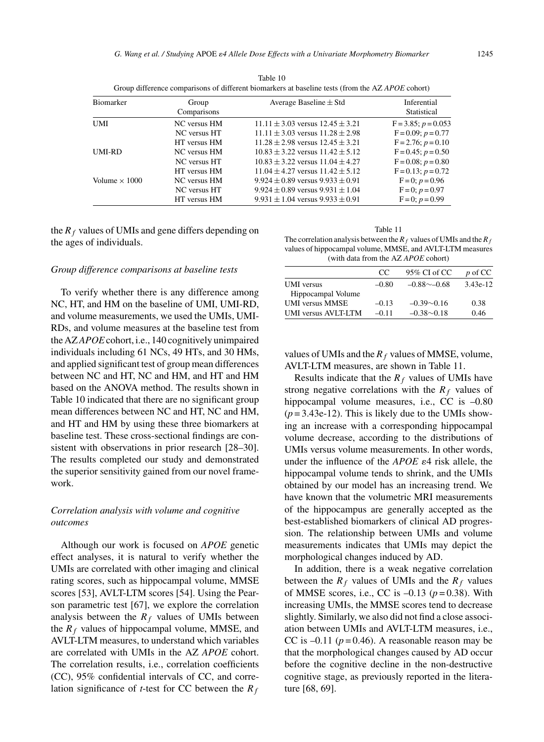Table 10
Group difference comparisons of different biomarkers at baseline tests (from the AZ *APOE* cohort)

| Biomarker | Group Comparisons | Average Baseline ± Std | Inferential Statistical |
|---|---|---|---|
| UMI | NC versus HM | 11.11 ± 3.03 versus 12.45 ± 3.21 | F = 3.85; $p$ = 0.053 |
| | NC versus HT | 11.11 ± 3.03 versus 11.28 ± 2.98 | F = 0.09; $p$ = 0.77 |
| | HT versus HM | 11.28 ± 2.98 versus 12.45 ± 3.21 | F = 2.76; $p$ = 0.10 |
| UMI-RD | NC versus HM | 10.83 ± 3.22 versus 11.42 ± 5.12 | F = 0.45; $p$ = 0.50 |
| | NC versus HT | 10.83 ± 3.22 versus 11.04 ± 4.27 | F = 0.08; $p$ = 0.80 |
| | HT versus HM | 11.04 ± 4.27 versus 11.42 ± 5.12 | F = 0.13; $p$ = 0.72 |
| Volume × 1000 | NC versus HM | 9.924 ± 0.89 versus 9.933 ± 0.91 | F = 0; $p$ = 0.96 |
| | NC versus HT | 9.924 ± 0.89 versus 9.931 ± 1.04 | F = 0; $p$ = 0.97 |
| | HT versus HM | 9.931 ± 1.04 versus 9.933 ± 0.91 | F = 0; $p$ = 0.99 |

the $R_f$ values of UMIs and gene differs depending on the ages of individuals.

*Group difference comparisons at baseline tests*

To verify whether there is any difference among NC, HT, and HM on the baseline of UMI, UMI-RD, and volume measurements, we used the UMIs, UMI-RDs, and volume measures at the baseline test from the AZ *APOE* cohort, i.e., 140 cognitively unimpaired individuals including 61 NCs, 49 HTs, and 30 HMs, and applied significant test of group mean differences between NC and HT, NC and HM, and HT and HM based on the ANOVA method. The results shown in Table 10 indicated that there are no significant group mean differences between NC and HT, NC and HM, and HT and HM by using these three biomarkers at baseline test. These cross-sectional findings are consistent with observations in prior research [28–30]. The results completed our study and demonstrated the superior sensitivity gained from our novel framework.

*Correlation analysis with volume and cognitive outcomes*

Although our work is focused on *APOE* genetic effect analyses, it is natural to verify whether the UMIs are correlated with other imaging and clinical rating scores, such as hippocampal volume, MMSE scores [53], AVLT-LTM scores [54]. Using the Pearson parametric test [67], we explore the correlation analysis between the $R_f$ values of UMIs between the $R_f$ values of hippocampal volume, MMSE, and AVLT-LTM measures, to understand which variables are correlated with UMIs in the AZ *APOE* cohort. The correlation results, i.e., correlation coefficients (CC), 95% confidential intervals of CC, and correlation significance of *t*-test for CC between the $R_f$ values of UMIs and the $R_f$ values of MMSE, volume, AVLT-LTM measures, are shown in Table 11.

Table 11
The correlation analysis between the $R_f$ values of UMIs and the $R_f$ values of hippocampal volume, MMSE, and AVLT-LTM measures (with data from the AZ *APOE* cohort)

| | CC | 95% CI of CC | $p$ of CC |
|---|---|---|---|
| UMI versus Hippocampal Volume | –0.80 | –0.88∼–0.68 | 3.43e-12 |
| UMI versus MMSE | –0.13 | –0.39∼0.16 | 0.38 |
| UMI versus AVLT-LTM | –0.11 | –0.38∼0.18 | 0.46 |

Results indicate that the $R_f$ values of UMIs have strong negative correlations with the $R_f$ values of hippocampal volume measures, i.e., CC is –0.80 ($p$ = 3.43e-12). This is likely due to the UMIs showing an increase with a corresponding hippocampal volume decrease, according to the distributions of UMIs versus volume measurements. In other words, under the influence of the *APOE* $\varepsilon$4 risk allele, the hippocampal volume tends to shrink, and the UMIs obtained by our model has an increasing trend. We have known that the volumetric MRI measurements of the hippocampus are generally accepted as the best-established biomarkers of clinical AD progression. The relationship between UMIs and volume measurements indicates that UMIs may depict the morphological changes induced by AD.

In addition, there is a weak negative correlation between the $R_f$ values of UMIs and the $R_f$ values of MMSE scores, i.e., CC is –0.13 ($p$ = 0.38). With increasing UMIs, the MMSE scores tend to decrease slightly. Similarly, we also did not find a close association between UMIs and AVLT-LTM measures, i.e., CC is –0.11 ($p$ = 0.46). A reasonable reason may be that the morphological changes caused by AD occur before the cognitive decline in the non-destructive cognitive stage, as previously reported in the literature [68, 69].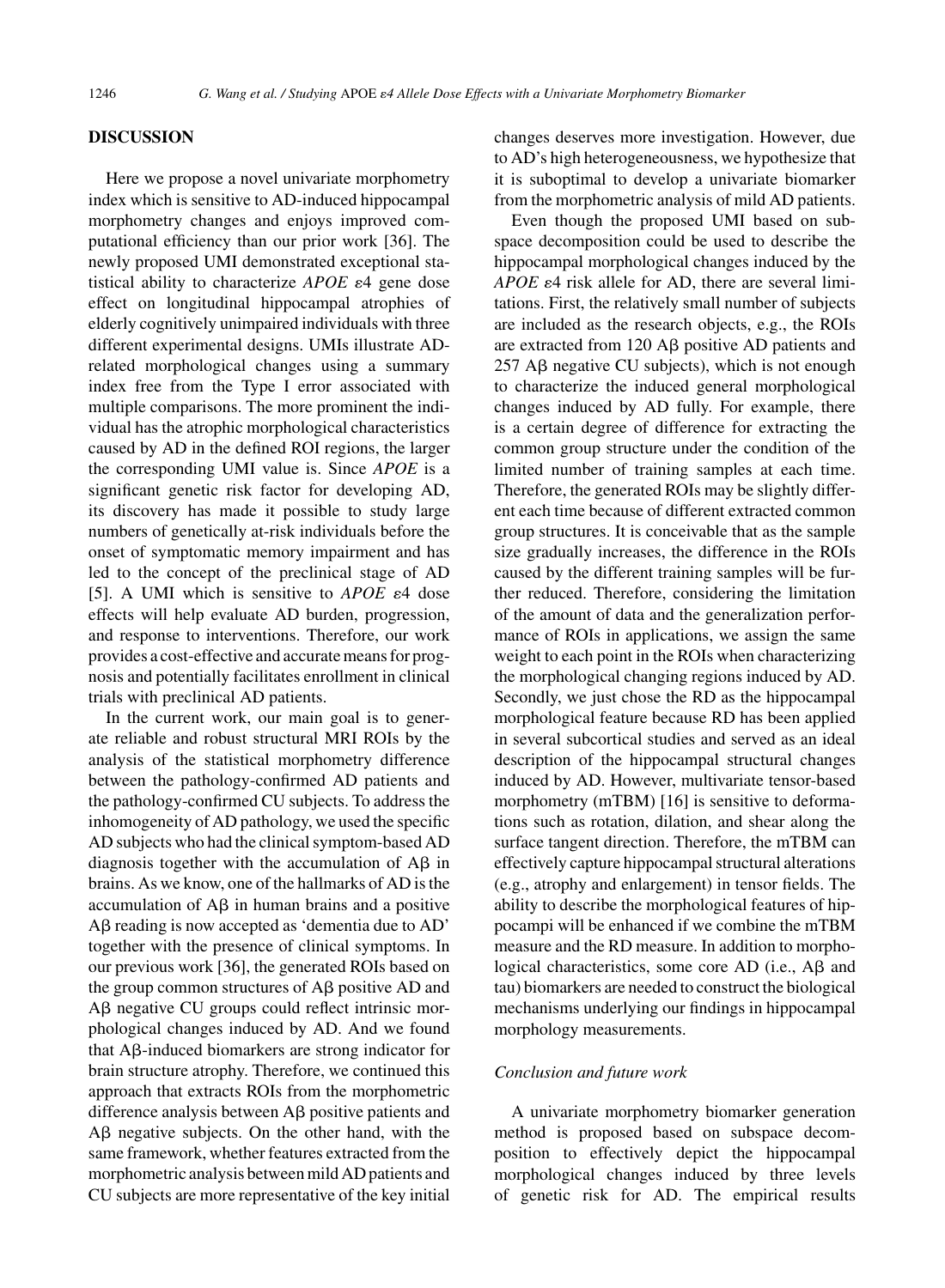## DISCUSSION

Here we propose a novel univariate morphometry index which is sensitive to AD-induced hippocampal morphometry changes and enjoys improved computational efficiency than our prior work [36]. The newly proposed UMI demonstrated exceptional statistical ability to characterize *APOE* $\varepsilon$4 gene dose effect on longitudinal hippocampal atrophies of elderly cognitively unimpaired individuals with three different experimental designs. UMIs illustrate AD-related morphological changes using a summary index free from the Type I error associated with multiple comparisons. The more prominent the individual has the atrophic morphological characteristics caused by AD in the defined ROI regions, the larger the corresponding UMI value is. Since *APOE* is a significant genetic risk factor for developing AD, its discovery has made it possible to study large numbers of genetically at-risk individuals before the onset of symptomatic memory impairment and has led to the concept of the preclinical stage of AD [5]. A UMI which is sensitive to *APOE* $\varepsilon$4 dose effects will help evaluate AD burden, progression, and response to interventions. Therefore, our work provides a cost-effective and accurate means for prognosis and potentially facilitates enrollment in clinical trials with preclinical AD patients.

In the current work, our main goal is to generate reliable and robust structural MRI ROIs by the analysis of the statistical morphometry difference between the pathology-confirmed AD patients and the pathology-confirmed CU subjects. To address the inhomogeneity of AD pathology, we used the specific AD subjects who had the clinical symptom-based AD diagnosis together with the accumulation of Aβ in brains. As we know, one of the hallmarks of AD is the accumulation of Aβ in human brains and a positive Aβ reading is now accepted as 'dementia due to AD' together with the presence of clinical symptoms. In our previous work [36], the generated ROIs based on the group common structures of Aβ positive AD and Aβ negative CU groups could reflect intrinsic morphological changes induced by AD. And we found that Aβ-induced biomarkers are strong indicator for brain structure atrophy. Therefore, we continued this approach that extracts ROIs from the morphometric difference analysis between Aβ positive patients and Aβ negative subjects. On the other hand, with the same framework, whether features extracted from the morphometric analysis between mild AD patients and CU subjects are more representative of the key initial changes deserves more investigation. However, due to AD's high heterogeneousness, we hypothesize that it is suboptimal to develop a univariate biomarker from the morphometric analysis of mild AD patients.

Even though the proposed UMI based on subspace decomposition could be used to describe the hippocampal morphological changes induced by the *APOE* $\varepsilon$4 risk allele for AD, there are several limitations. First, the relatively small number of subjects are included as the research objects, e.g., the ROIs are extracted from 120 Aβ positive AD patients and 257 Aβ negative CU subjects), which is not enough to characterize the induced general morphological changes induced by AD fully. For example, there is a certain degree of difference for extracting the common group structure under the condition of the limited number of training samples at each time. Therefore, the generated ROIs may be slightly different each time because of different extracted common group structures. It is conceivable that as the sample size gradually increases, the difference in the ROIs caused by the different training samples will be further reduced. Therefore, considering the limitation of the amount of data and the generalization performance of ROIs in applications, we assign the same weight to each point in the ROIs when characterizing the morphological changing regions induced by AD. Secondly, we just chose the RD as the hippocampal morphological feature because RD has been applied in several subcortical studies and served as an ideal description of the hippocampal structural changes induced by AD. However, multivariate tensor-based morphometry (mTBM) [16] is sensitive to deformations such as rotation, dilation, and shear along the surface tangent direction. Therefore, the mTBM can effectively capture hippocampal structural alterations (e.g., atrophy and enlargement) in tensor fields. The ability to describe the morphological features of hippocampi will be enhanced if we combine the mTBM measure and the RD measure. In addition to morphological characteristics, some core AD (i.e., Aβ and tau) biomarkers are needed to construct the biological mechanisms underlying our findings in hippocampal morphology measurements.

### *Conclusion and future work*

A univariate morphometry biomarker generation method is proposed based on subspace decomposition to effectively depict the hippocampal morphological changes induced by three levels of genetic risk for AD. The empirical results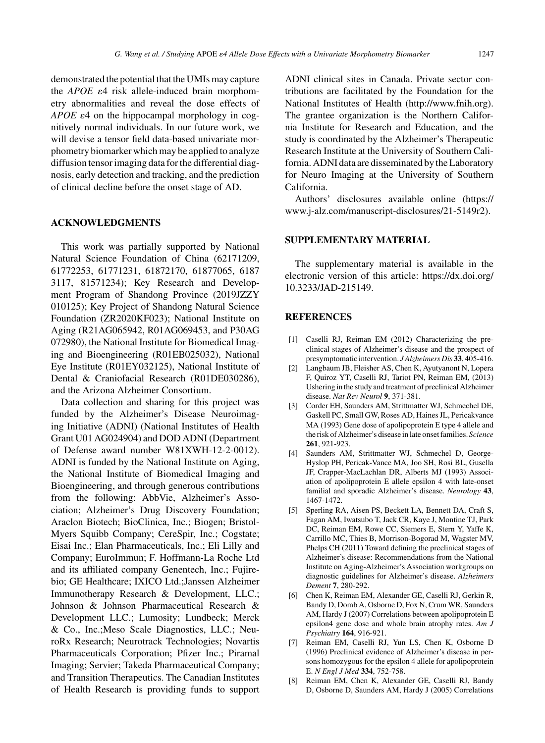demonstrated the potential that the UMIs may capture the *APOE* ε4 risk allele-induced brain morphometry abnormalities and reveal the dose effects of *APOE* ε4 on the hippocampal morphology in cognitively normal individuals. In our future work, we will devise a tensor field data-based univariate morphometry biomarker which may be applied to analyze diffusion tensor imaging data for the differential diagnosis, early detection and tracking, and the prediction of clinical decline before the onset stage of AD.

## ACKNOWLEDGMENTS

This work was partially supported by National Natural Science Foundation of China (62171209, 61772253, 61771231, 61872170, 61877065, 61873117, 81571234); Key Research and Development Program of Shandong Province (2019JZZY010125); Key Project of Shandong Natural Science Foundation (ZR2020KF023); National Institute on Aging (R21AG065942, R01AG069453, and P30AG072980), the National Institute for Biomedical Imaging and Bioengineering (R01EB025032), National Eye Institute (R01EY032125), National Institute of Dental & Craniofacial Research (R01DE030286), and the Arizona Alzheimer Consortium.

Data collection and sharing for this project was funded by the Alzheimer's Disease Neuroimaging Initiative (ADNI) (National Institutes of Health Grant U01 AG024904) and DOD ADNI (Department of Defense award number W81XWH-12-2-0012). ADNI is funded by the National Institute on Aging, the National Institute of Biomedical Imaging and Bioengineering, and through generous contributions from the following: AbbVie, Alzheimer's Association; Alzheimer's Drug Discovery Foundation; Araclon Biotech; BioClinica, Inc.; Biogen; Bristol-Myers Squibb Company; CereSpir, Inc.; Cogstate; Eisai Inc.; Elan Pharmaceuticals, Inc.; Eli Lilly and Company; EuroImmun; F. Hoffmann-La Roche Ltd and its affiliated company Genentech, Inc.; Fujirebio; GE Healthcare; IXICO Ltd.;Janssen Alzheimer Immunotherapy Research & Development, LLC.; Johnson & Johnson Pharmaceutical Research & Development LLC.; Lumosity; Lundbeck; Merck & Co., Inc.;Meso Scale Diagnostics, LLC.; NeuroRx Research; Neurotrack Technologies; Novartis Pharmaceuticals Corporation; Pfizer Inc.; Piramal Imaging; Servier; Takeda Pharmaceutical Company; and Transition Therapeutics. The Canadian Institutes of Health Research is providing funds to support ADNI clinical sites in Canada. Private sector contributions are facilitated by the Foundation for the National Institutes of Health (http://www.fnih.org). The grantee organization is the Northern California Institute for Research and Education, and the study is coordinated by the Alzheimer's Therapeutic Research Institute at the University of Southern California. ADNI data are disseminated by the Laboratory for Neuro Imaging at the University of Southern California.

Authors' disclosures available online (https://www.j-alz.com/manuscript-disclosures/21-5149r2).

## SUPPLEMENTARY MATERIAL

The supplementary material is available in the electronic version of this article: https://dx.doi.org/10.3233/JAD-215149.

## REFERENCES

[1] Caselli RJ, Reiman EM (2012) Characterizing the preclinical stages of Alzheimer's disease and the prospect of presymptomatic intervention. *J Alzheimers Dis* **33**, 405-416.

[2] Langbaum JB, Fleisher AS, Chen K, Ayutyanont N, Lopera F, Quiroz YT, Caselli RJ, Tariot PN, Reiman EM, (2013) Ushering in the study and treatment of preclinical Alzheimer disease. *Nat Rev Neurol* **9**, 371-381.

[3] Corder EH, Saunders AM, Strittmatter WJ, Schmechel DE, Gaskell PC, Small GW, Roses AD, Haines JL, Pericakvance MA (1993) Gene dose of apolipoprotein E type 4 allele and the risk of Alzheimer's disease in late onset families. *Science* **261**, 921-923.

[4] Saunders AM, Strittmatter WJ, Schmechel D, George-Hyslop PH, Pericak-Vance MA, Joo SH, Rosi BL, Gusella JF, Crapper-MacLachlan DR, Alberts MJ (1993) Association of apolipoprotein E allele epsilon 4 with late-onset familial and sporadic Alzheimer's disease. *Neurology* **43**, 1467-1472.

[5] Sperling RA, Aisen PS, Beckett LA, Bennett DA, Craft S, Fagan AM, Iwatsubo T, Jack CR, Kaye J, Montine TJ, Park DC, Reiman EM, Rowe CC, Siemers E, Stern Y, Yaffe K, Carrillo MC, Thies B, Morrison-Bogorad M, Wagster MV, Phelps CH (2011) Toward defining the preclinical stages of Alzheimer's disease: Recommendations from the National Institute on Aging-Alzheimer's Association workgroups on diagnostic guidelines for Alzheimer's disease. *Alzheimers Dement* **7**, 280-292.

[6] Chen K, Reiman EM, Alexander GE, Caselli RJ, Gerkin R, Bandy D, Domb A, Osborne D, Fox N, Crum WR, Saunders AM, Hardy J (2007) Correlations between apolipoprotein E epsilon4 gene dose and whole brain atrophy rates. *Am J Psychiatry* **164**, 916-921.

[7] Reiman EM, Caselli RJ, Yun LS, Chen K, Osborne D (1996) Preclinical evidence of Alzheimer's disease in persons homozygous for the epsilon 4 allele for apolipoprotein E. *N Engl J Med* **334**, 752-758.

[8] Reiman EM, Chen K, Alexander GE, Caselli RJ, Bandy D, Osborne D, Saunders AM, Hardy J (2005) Correlations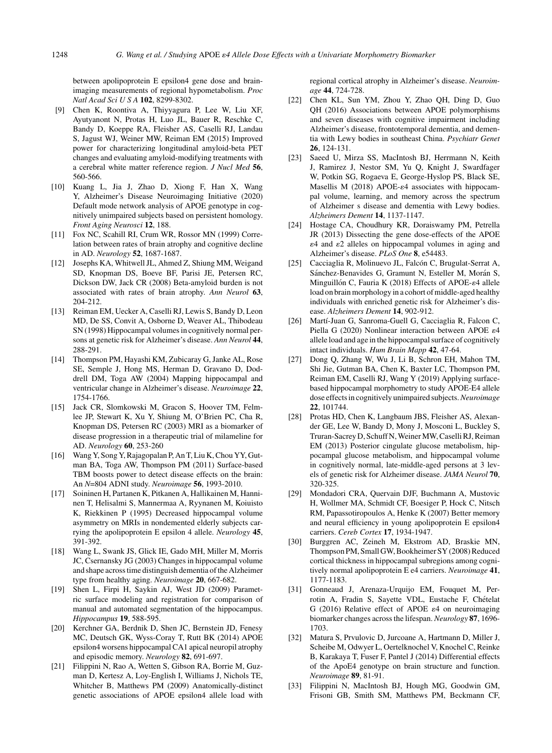between apolipoprotein E epsilon4 gene dose and brain-imaging measurements of regional hypometabolism. *Proc Natl Acad Sci U S A* **102**, 8299-8302.

[9] Chen K, Roontiva A, Thiyyagura P, Lee W, Liu XF, Ayutyanont N, Protas H, Luo JL, Bauer R, Reschke C, Bandy D, Koeppe RA, Fleisher AS, Caselli RJ, Landau S, Jagust WJ, Weiner MW, Reiman EM (2015) Improved power for characterizing longitudinal amyloid-beta PET changes and evaluating amyloid-modifying treatments with a cerebral white matter reference region. *J Nucl Med* **56**, 560-566.

[10] Kuang L, Jia J, Zhao D, Xiong F, Han X, Wang Y, Alzheimer's Disease Neuroimaging Initiative (2020) Default mode network analysis of APOE genotype in cognitively unimpaired subjects based on persistent homology. *Front Aging Neurosci* **12**, 188.

[11] Fox NC, Scahill RI, Crum WR, Rossor MN (1999) Correlation between rates of brain atrophy and cognitive decline in AD. *Neurology* **52**, 1687-1687.

[12] Josephs KA, Whitwell JL, Ahmed Z, Shiung MM, Weigand SD, Knopman DS, Boeve BF, Parisi JE, Petersen RC, Dickson DW, Jack CR (2008) Beta-amyloid burden is not associated with rates of brain atrophy. *Ann Neurol* **63**, 204-212.

[13] Reiman EM, Uecker A, Caselli RJ, Lewis S, Bandy D, Leon MD, De SS, Convit A, Osborne D, Weaver AL, Thibodeau SN (1998) Hippocampal volumes in cognitively normal persons at genetic risk for Alzheimer's disease. *Ann Neurol* **44**, 288-291.

[14] Thompson PM, Hayashi KM, Zubicaray G, Janke AL, Rose SE, Semple J, Hong MS, Herman D, Gravano D, Doddrell DM, Toga AW (2004) Mapping hippocampal and ventricular change in Alzheimer's disease. *Neuroimage* **22**, 1754-1766.

[15] Jack CR, Slomkowski M, Gracon S, Hoover TM, Felmlee JP, Stewart K, Xu Y, Shiung M, O'Brien PC, Cha R, Knopman DS, Petersen RC (2003) MRI as a biomarker of disease progression in a therapeutic trial of milameline for AD. *Neurology* **60**, 253-260

[16] Wang Y, Song Y, Rajagopalan P, An T, Liu K, Chou YY, Gutman BA, Toga AW, Thompson PM (2011) Surface-based TBM boosts power to detect disease effects on the brain: An *N*=804 ADNI study. *Neuroimage* **56**, 1993-2010.

[17] Soininen H, Partanen K, Pitkanen A, Hallikainen M, Hanninen T, Helisalmi S, Mannermaa A, Ryynanen M, Koiuisto K, Riekkinen P (1995) Decreased hippocampal volume asymmetry on MRIs in nondemented elderly subjects carrying the apolipoprotein E epsilon 4 allele. *Neurology* **45**, 391-392.

[18] Wang L, Swank JS, Glick IE, Gado MH, Miller M, Morris JC, Csernansky JG (2003) Changes in hippocampal volume and shape across time distinguish dementia of the Alzheimer type from healthy aging. *Neuroimage* **20**, 667-682.

[19] Shen L, Firpi H, Saykin AJ, West JD (2009) Parametric surface modeling and registration for comparison of manual and automated segmentation of the hippocampus. *Hippocampus* **19**, 588-595.

[20] Kerchner GA, Berdnik D, Shen JC, Bernstein JD, Fenesy MC, Deutsch GK, Wyss-Coray T, Rutt BK (2014) APOE epsilon4 worsens hippocampal CA1 apical neuropil atrophy and episodic memory. *Neurology* **82**, 691-697.

[21] Filippini N, Rao A, Wetten S, Gibson RA, Borrie M, Guzman D, Kertesz A, Loy-English I, Williams J, Nichols TE, Whitcher B, Matthews PM (2009) Anatomically-distinct genetic associations of APOE epsilon4 allele load with regional cortical atrophy in Alzheimer's disease. *Neuroimage* **44**, 724-728.

[22] Chen KL, Sun YM, Zhou Y, Zhao QH, Ding D, Guo QH (2016) Associations between APOE polymorphisms and seven diseases with cognitive impairment including Alzheimer's disease, frontotemporal dementia, and dementia with Lewy bodies in southeast China. *Psychiatr Genet* **26**, 124-131.

[23] Saeed U, Mirza SS, MacIntosh BJ, Herrmann N, Keith J, Ramirez J, Nestor SM, Yu Q, Knight J, Swardfager W, Potkin SG, Rogaeva E, George-Hyslop PS, Black SE, Masellis M (2018) APOE-$\varepsilon$4 associates with hippocampal volume, learning, and memory across the spectrum of Alzheimer s disease and dementia with Lewy bodies. *Alzheimers Dement* **14**, 1137-1147.

[24] Hostage CA, Choudhury KR, Doraiswamy PM, Petrella JR (2013) Dissecting the gene dose-effects of the APOE $\varepsilon$4 and $\varepsilon$2 alleles on hippocampal volumes in aging and Alzheimer's disease. *PLoS One* **8**, e54483.

[25] Cacciaglia R, Molinuevo JL, Falcón C, Brugulat-Serrat A, Sánchez-Benavides G, Gramunt N, Esteller M, Morán S, Minguillón C, Fauria K (2018) Effects of APOE-$\varepsilon$4 allele load on brain morphology in a cohort of middle-aged healthy individuals with enriched genetic risk for Alzheimer's disease. *Alzheimers Dement* **14**, 902-912.

[26] Martí-Juan G, Sanroma-Guell G, Cacciaglia R, Falcon C, Piella G (2020) Nonlinear interaction between APOE $\varepsilon$4 allele load and age in the hippocampal surface of cognitively intact individuals. *Hum Brain Mapp* **42**, 47-64.

[27] Dong Q, Zhang W, Wu J, Li B, Schron EH, Mahon TM, Shi Jie, Gutman BA, Chen K, Baxter LC, Thompson PM, Reiman EM, Caselli RJ, Wang Y (2019) Applying surface-based hippocampal morphometry to study APOE-E4 allele dose effects in cognitively unimpaired subjects. *Neuroimage* **22**, 101744.

[28] Protas HD, Chen K, Langbaum JBS, Fleisher AS, Alexander GE, Lee W, Bandy D, Mony J, Mosconi L, Buckley S, Truran-Sacrey D, Schuff N, Weiner MW, Caselli RJ, Reiman EM (2013) Posterior cingulate glucose metabolism, hippocampal glucose metabolism, and hippocampal volume in cognitively normal, late-middle-aged persons at 3 levels of genetic risk for Alzheimer disease. *JAMA Neurol* **70**, 320-325.

[29] Mondadori CRA, Quervain DJF, Buchmann A, Mustovic H, Wollmer MA, Schmidt CF, Boesiger P, Hock C, Nitsch RM, Papassotiropoulos A, Henke K (2007) Better memory and neural efficiency in young apolipoprotein E epsilon4 carriers. *Cereb Cortex* **17**, 1934-1947.

[30] Burggren AC, Zeineh M, Ekstrom AD, Braskie MN, Thompson PM, Small GW, Bookheimer SY (2008) Reduced cortical thickness in hippocampal subregions among cognitively normal apolipoprotein E e4 carriers. *Neuroimage* **41**, 1177-1183.

[31] Gonneaud J, Arenaza-Urquijo EM, Fouquet M, Perrotin A, Fradin S, Sayette VDL, Eustache F, Chételat G (2016) Relative effect of APOE $\varepsilon$4 on neuroimaging biomarker changes across the lifespan. *Neurology* **87**, 1696-1703.

[32] Matura S, Prvulovic D, Jurcoane A, Hartmann D, Miller J, Scheibe M, Odwyer L, Oertelknochel V, Knochel C, Reinke B, Karakaya T, Fuser F, Pantel J (2014) Differential effects of the ApoE4 genotype on brain structure and function. *Neuroimage* **89**, 81-91.

[33] Filippini N, MacIntosh BJ, Hough MG, Goodwin GM, Frisoni GB, Smith SM, Matthews PM, Beckmann CF,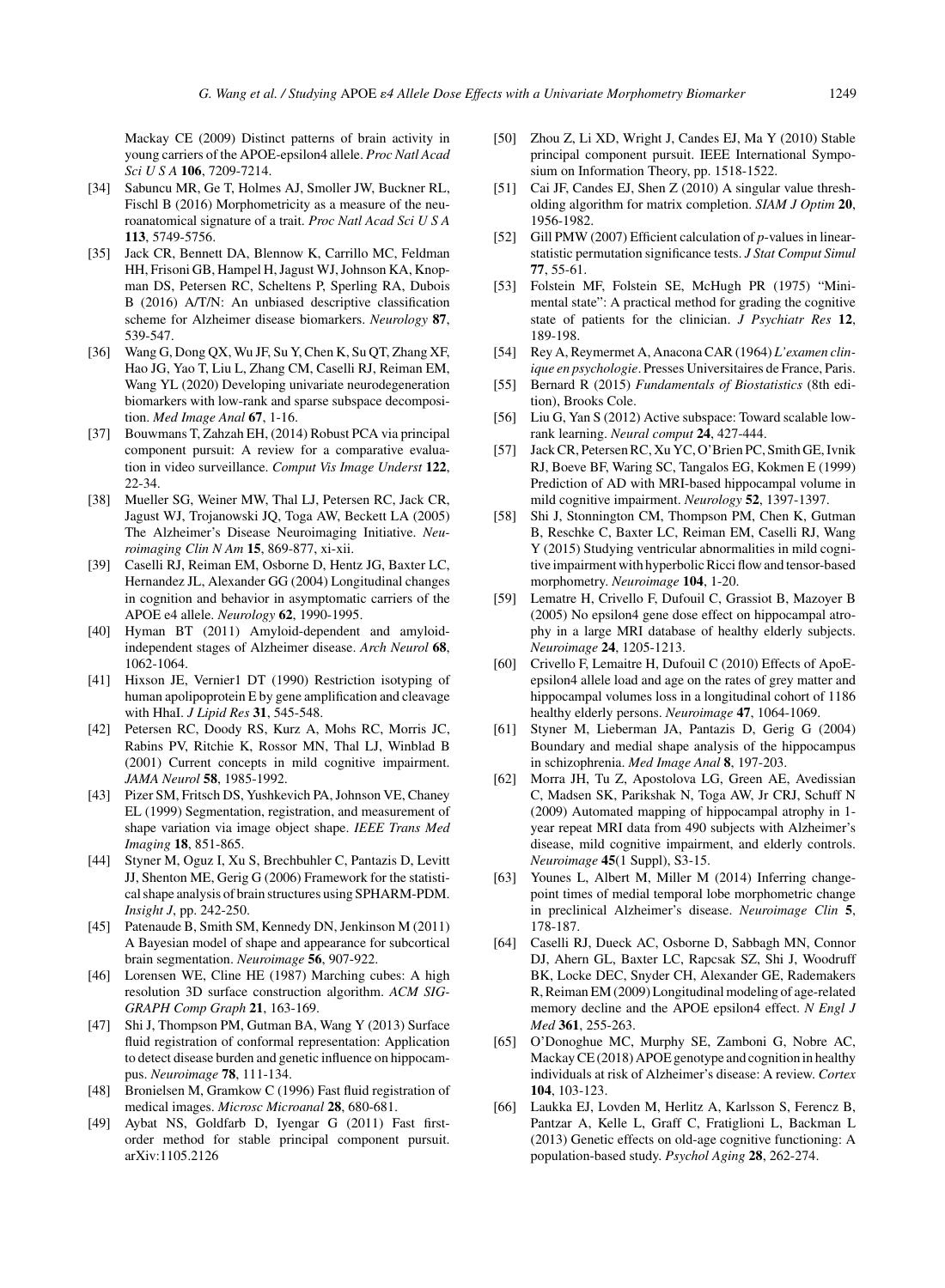Mackay CE (2009) Distinct patterns of brain activity in young carriers of the APOE-epsilon4 allele. *Proc Natl Acad Sci U S A* **106**, 7209-7214.

[34] Sabuncu MR, Ge T, Holmes AJ, Smoller JW, Buckner RL, Fischl B (2016) Morphometricity as a measure of the neuroanatomical signature of a trait. *Proc Natl Acad Sci U S A* **113**, 5749-5756.

[35] Jack CR, Bennett DA, Blennow K, Carrillo MC, Feldman HH, Frisoni GB, Hampel H, Jagust WJ, Johnson KA, Knopman DS, Petersen RC, Scheltens P, Sperling RA, Dubois B (2016) A/T/N: An unbiased descriptive classification scheme for Alzheimer disease biomarkers. *Neurology* **87**, 539-547.

[36] Wang G, Dong QX, Wu JF, Su Y, Chen K, Su QT, Zhang XF, Hao JG, Yao T, Liu L, Zhang CM, Caselli RJ, Reiman EM, Wang YL (2020) Developing univariate neurodegeneration biomarkers with low-rank and sparse subspace decomposition. *Med Image Anal* **67**, 1-16.

[37] Bouwmans T, Zahzah EH, (2014) Robust PCA via principal component pursuit: A review for a comparative evaluation in video surveillance. *Comput Vis Image Underst* **122**, 22-34.

[38] Mueller SG, Weiner MW, Thal LJ, Petersen RC, Jack CR, Jagust WJ, Trojanowski JQ, Toga AW, Beckett LA (2005) The Alzheimer's Disease Neuroimaging Initiative. *Neuroimaging Clin N Am* **15**, 869-877, xi-xii.

[39] Caselli RJ, Reiman EM, Osborne D, Hentz JG, Baxter LC, Hernandez JL, Alexander GG (2004) Longitudinal changes in cognition and behavior in asymptomatic carriers of the APOE e4 allele. *Neurology* **62**, 1990-1995.

[40] Hyman BT (2011) Amyloid-dependent and amyloid-independent stages of Alzheimer disease. *Arch Neurol* **68**, 1062-1064.

[41] Hixson JE, Vernier1 DT (1990) Restriction isotyping of human apolipoprotein E by gene amplification and cleavage with HhaI. *J Lipid Res* **31**, 545-548.

[42] Petersen RC, Doody RS, Kurz A, Mohs RC, Morris JC, Rabins PV, Ritchie K, Rossor MN, Thal LJ, Winblad B (2001) Current concepts in mild cognitive impairment. *JAMA Neurol* **58**, 1985-1992.

[43] Pizer SM, Fritsch DS, Yushkevich PA, Johnson VE, Chaney EL (1999) Segmentation, registration, and measurement of shape variation via image object shape. *IEEE Trans Med Imaging* **18**, 851-865.

[44] Styner M, Oguz I, Xu S, Brechbuhler C, Pantazis D, Levitt JJ, Shenton ME, Gerig G (2006) Framework for the statistical shape analysis of brain structures using SPHARM-PDM. *Insight J*, pp. 242-250.

[45] Patenaude B, Smith SM, Kennedy DN, Jenkinson M (2011) A Bayesian model of shape and appearance for subcortical brain segmentation. *Neuroimage* **56**, 907-922.

[46] Lorensen WE, Cline HE (1987) Marching cubes: A high resolution 3D surface construction algorithm. *ACM SIGGRAPH Comp Graph* **21**, 163-169.

[47] Shi J, Thompson PM, Gutman BA, Wang Y (2013) Surface fluid registration of conformal representation: Application to detect disease burden and genetic influence on hippocampus. *Neuroimage* **78**, 111-134.

[48] Bronielsen M, Gramkow C (1996) Fast fluid registration of medical images. *Microsc Microanal* **28**, 680-681.

[49] Aybat NS, Goldfarb D, Iyengar G (2011) Fast first-order method for stable principal component pursuit. arXiv:1105.2126

[50] Zhou Z, Li XD, Wright J, Candes EJ, Ma Y (2010) Stable principal component pursuit. IEEE International Symposium on Information Theory, pp. 1518-1522.

[51] Cai JF, Candes EJ, Shen Z (2010) A singular value thresholding algorithm for matrix completion. *SIAM J Optim* **20**, 1956-1982.

[52] Gill PMW (2007) Efficient calculation of *p*-values in linear-statistic permutation significance tests. *J Stat Comput Simul* **77**, 55-61.

[53] Folstein MF, Folstein SE, McHugh PR (1975) "Mini-mental state": A practical method for grading the cognitive state of patients for the clinician. *J Psychiatr Res* **12**, 189-198.

[54] Rey A, Reymermet A, Anacona CAR (1964) *L'examen clinique en psychologie*. Presses Universitaires de France, Paris.

[55] Bernard R (2015) *Fundamentals of Biostatistics* (8th edition), Brooks Cole.

[56] Liu G, Yan S (2012) Active subspace: Toward scalable low-rank learning. *Neural comput* **24**, 427-444.

[57] Jack CR, Petersen RC, Xu YC, O'Brien PC, Smith GE, Ivnik RJ, Boeve BF, Waring SC, Tangalos EG, Kokmen E (1999) Prediction of AD with MRI-based hippocampal volume in mild cognitive impairment. *Neurology* **52**, 1397-1397.

[58] Shi J, Stonnington CM, Thompson PM, Chen K, Gutman B, Reschke C, Baxter LC, Reiman EM, Caselli RJ, Wang Y (2015) Studying ventricular abnormalities in mild cognitive impairment with hyperbolic Ricci flow and tensor-based morphometry. *Neuroimage* **104**, 1-20.

[59] Lematre H, Crivello F, Dufouil C, Grassiot B, Mazoyer B (2005) No epsilon4 gene dose effect on hippocampal atrophy in a large MRI database of healthy elderly subjects. *Neuroimage* **24**, 1205-1213.

[60] Crivello F, Lemaitre H, Dufouil C (2010) Effects of ApoE-epsilon4 allele load and age on the rates of grey matter and hippocampal volumes loss in a longitudinal cohort of 1186 healthy elderly persons. *Neuroimage* **47**, 1064-1069.

[61] Styner M, Lieberman JA, Pantazis D, Gerig G (2004) Boundary and medial shape analysis of the hippocampus in schizophrenia. *Med Image Anal* **8**, 197-203.

[62] Morra JH, Tu Z, Apostolova LG, Green AE, Avedissian C, Madsen SK, Parikshak N, Toga AW, Jr CRJ, Schuff N (2009) Automated mapping of hippocampal atrophy in 1-year repeat MRI data from 490 subjects with Alzheimer's disease, mild cognitive impairment, and elderly controls. *Neuroimage* **45**(1 Suppl), S3-15.

[63] Younes L, Albert M, Miller M (2014) Inferring change-point times of medial temporal lobe morphometric change in preclinical Alzheimer's disease. *Neuroimage Clin* **5**, 178-187.

[64] Caselli RJ, Dueck AC, Osborne D, Sabbagh MN, Connor DJ, Ahern GL, Baxter LC, Rapcsak SZ, Shi J, Woodruff BK, Locke DEC, Snyder CH, Alexander GE, Rademakers R, Reiman EM (2009) Longitudinal modeling of age-related memory decline and the APOE epsilon4 effect. *N Engl J Med* **361**, 255-263.

[65] O'Donoghue MC, Murphy SE, Zamboni G, Nobre AC, Mackay CE (2018) APOE genotype and cognition in healthy individuals at risk of Alzheimer's disease: A review. *Cortex* **104**, 103-123.

[66] Laukka EJ, Lovden M, Herlitz A, Karlsson S, Ferencz B, Pantzar A, Kelle L, Graff C, Fratiglioni L, Backman L (2013) Genetic effects on old-age cognitive functioning: A population-based study. *Psychol Aging* **28**, 262-274.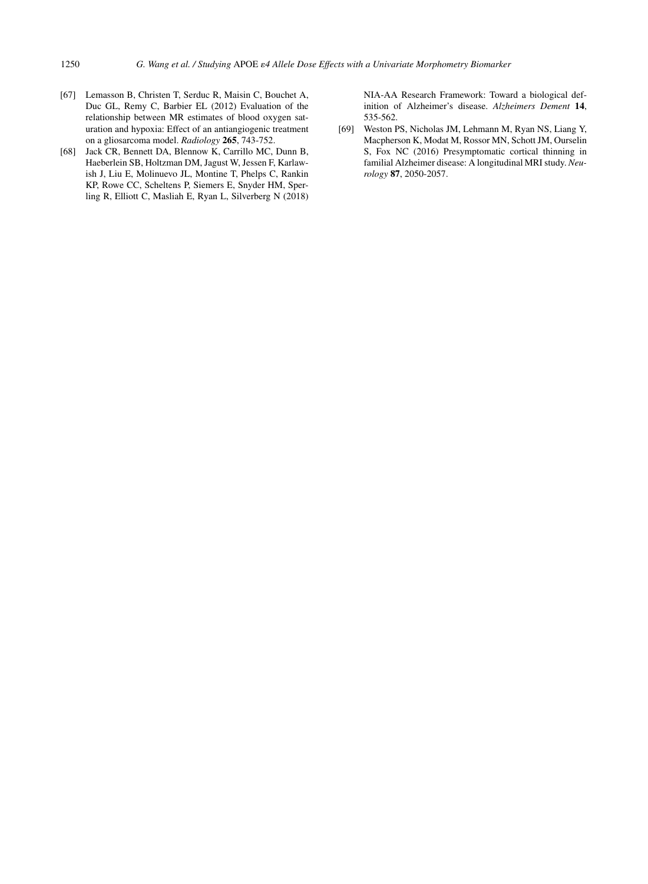[67] Lemasson B, Christen T, Serduc R, Maisin C, Bouchet A, Duc GL, Remy C, Barbier EL (2012) Evaluation of the relationship between MR estimates of blood oxygen saturation and hypoxia: Effect of an antiangiogenic treatment on a gliosarcoma model. *Radiology* **265**, 743-752.

[68] Jack CR, Bennett DA, Blennow K, Carrillo MC, Dunn B, Haeberlein SB, Holtzman DM, Jagust W, Jessen F, Karlawish J, Liu E, Molinuevo JL, Montine T, Phelps C, Rankin KP, Rowe CC, Scheltens P, Siemers E, Snyder HM, Sperling R, Elliott C, Masliah E, Ryan L, Silverberg N (2018) NIA-AA Research Framework: Toward a biological definition of Alzheimer's disease. *Alzheimers Dement* **14**, 535-562.

[69] Weston PS, Nicholas JM, Lehmann M, Ryan NS, Liang Y, Macpherson K, Modat M, Rossor MN, Schott JM, Ourselin S, Fox NC (2016) Presymptomatic cortical thinning in familial Alzheimer disease: A longitudinal MRI study. *Neurology* **87**, 2050-2057.